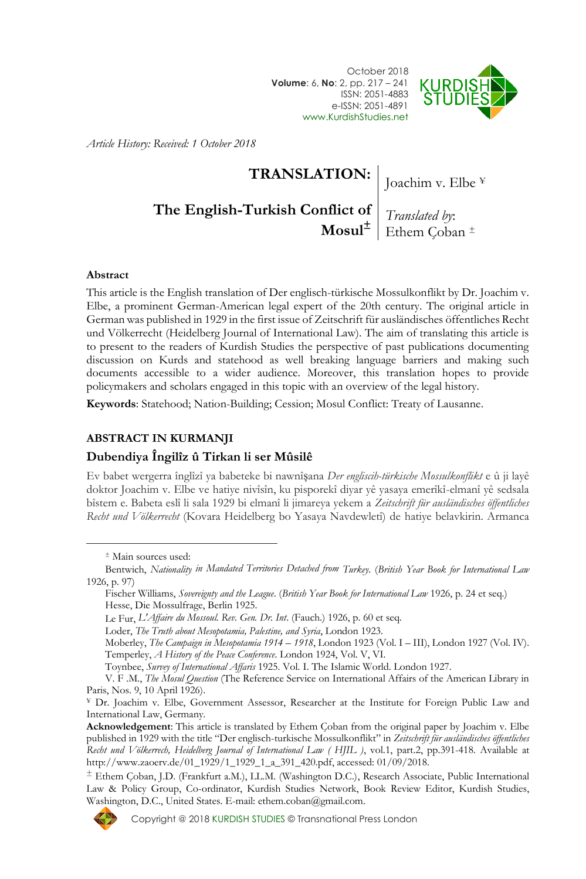Article History: Received: 1 October 2018

# TRANSLATION: The English-Turkish Conflict of Mosul[±]

Joachim v. Elbe [¥]

*Translated by*: Ethem Çoban [±]

## Abstract

This article is the English translation of Der englisch-türkische Mossulkonflikt by Dr. Joachim v. Elbe, a prominent German-American legal expert of the 20th century. The original article in German was published in 1929 in the first issue of Zeitschrift für ausländisches öffentliches Recht und Völkerrecht (Heidelberg Journal of International Law). The aim of translating this article is to present to the readers of Kurdish Studies the perspective of past publications documenting discussion on Kurds and statehood as well breaking language barriers and making such documents accessible to a wider audience. Moreover, this translation hopes to provide policymakers and scholars engaged in this topic with an overview of the legal history.

**Keywords**: Statehood; Nation-Building; Cession; Mosul Conflict: Treaty of Lausanne.

## ABSTRACT IN KURMANJI

### Dubendiya Îngilîz û Tirkan li ser Mûsilê

Ev babet wergerra înglîzî ya babeteke bi nawnîşana *Der englisch-türkische Mossulkonflikt* e û ji layê doktor Joachim v. Elbe ve hatiye nivîsîn, ku pisporekî diyar yê yasaya emerîkî-elmanî yê sedsala bîstem e. Babeta eslî li sala 1929 bi elmanî li jimareya yekem a *Zeitschrift für ausländisches öffentliches Recht und Völkerrecht* (Kovara Heidelberg bo Yasaya Navdewletî) de hatiye belavkirin. Armanca

---

± Main sources used:

Bentwich, *Nationality in Mandated Territories Detached from Turkey*. (*British Year Book for International Law* 1926, p. 97)

Fischer Williams, *Sovereignty and the League*. (*British Year Book for International Law* 1926, p. 24 et seq.)

Hesse, Die Mossulfrage, Berlin 1925.

Le Fur, *L'Affaire du Mossoul. Rev. Gen. Dr. Int*. (Fauch.) 1926, p. 60 et seq.

Loder, *The Truth about Mesopotamia, Palestine, and Syria*, London 1923.

Moberley, *The Campaign in Mesopotamia 1914 – 1918*, London 1923 (Vol. I – III), London 1927 (Vol. IV).

Temperley, *A History of the Peace Conference*. London 1924, Vol. V, VI.

Toynbee, *Survey of International Affaris* 1925. Vol. I. The Islamic World. London 1927.

V. F .M., *The Mosul Question* (The Reference Service on International Affairs of the American Library in Paris, Nos. 9, 10 April 1926).

¥ Dr. Joachim v. Elbe, Government Assessor, Researcher at the Institute for Foreign Public Law and International Law, Germany.

**Acknowledgement**: This article is translated by Ethem Çoban from the original paper by Joachim v. Elbe published in 1929 with the title "Der englisch-turkische Mossulkonflikt" in *Zeitschrift für ausländisches öffentliches Recht und Völkerrech, Heidelberg Journal of International Law ( HJIL )*, vol.1, part.2, pp.391-418. Available at http://www.zaoerv.de/01_1929/1_1929_1_a_391_420.pdf, accessed: 01/09/2018.

± Ethem Çoban, J.D. (Frankfurt a.M.), LL.M. (Washington D.C.), Research Associate, Public International Law & Policy Group, Co-ordinator, Kurdish Studies Network, Book Review Editor, Kurdish Studies, Washington, D.C., United States. E-mail: ethem.coban@gmail.com.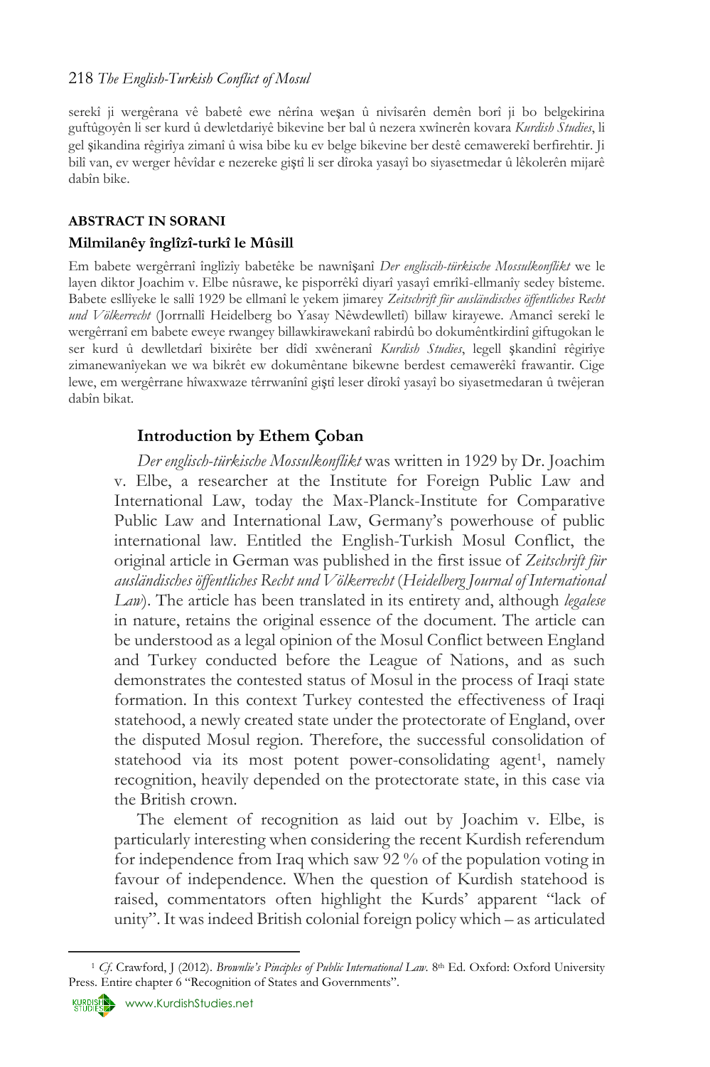serekî ji wergêrana vê babetê ewe nêrîna weşan û nivîsarên demên borî ji bo belgekirina guftûgoyên li ser kurd û dewletdariyê bikevine ber bal û nezera xwînerên kovara *Kurdish Studies*, li gel şikandina rêgirîya zimanî û wisa bibe ku ev belge bikevine ber destê cemawerekî berfirehtir. Ji bilî van, ev werger hêvîdar e nezereke giştî li ser dîroka yasayî bo siyasetmedar û lêkolerên mijarê dabîn bike.

#### ABSTRACT IN SORANI

**Milmilanêy înglîzî-turkî le Mûsill**

Em babete wergêrranî înglîzîy babetêke be nawnîşanî *Der engliscih-türkische Mossulkonflikt* we le layen diktor Joachim v. Elbe nûsrawe, ke pisporrêkî diyarî yasayî emrîkî-ellmanîy sedey bîsteme. Babete esllîyeke le sallî 1929 be ellmanî le yekem jimarey *Zeitschrift für ausländisches öffentliches Recht und Völkerrecht* (Jorrnallî Heidelberg bo Yasay Nêwdewlletî) billaw kirayewe. Amancî serekî le wergêrranî em babete eweye rwangey billawkirawekanî rabirdû bo dokumêntkirdinî giftugokan le ser kurd û dewlletdarî bixirête ber dîdî xwêneranî *Kurdish Studies*, legell şkandinî rêgirîye zimanewanîyekan we wa bikrêt ew dokumêntane bikewne berdest cemawerêkî frawantir. Cige lewe, em wergêrrane hîwaxwaze têrrwanînî giştî leser dîrokî yasayî bo siyasetmedaran û twêjeran dabîn bikat.

## Introduction by Ethem Çoban

*Der englisch-türkische Mossulkonflikt* was written in 1929 by Dr. Joachim v. Elbe, a researcher at the Institute for Foreign Public Law and International Law, today the Max-Planck-Institute for Comparative Public Law and International Law, Germany's powerhouse of public international law. Entitled the English-Turkish Mosul Conflict, the original article in German was published in the first issue of *Zeitschrift für ausländisches öffentliches Recht und Völkerrecht* (*Heidelberg Journal of International Law*). The article has been translated in its entirety and, although *legalese* in nature, retains the original essence of the document. The article can be understood as a legal opinion of the Mosul Conflict between England and Turkey conducted before the League of Nations, and as such demonstrates the contested status of Mosul in the process of Iraqi state formation. In this context Turkey contested the effectiveness of Iraqi statehood, a newly created state under the protectorate of England, over the disputed Mosul region. Therefore, the successful consolidation of statehood via its most potent power-consolidating agent[1], namely recognition, heavily depended on the protectorate state, in this case via the British crown.

The element of recognition as laid out by Joachim v. Elbe, is particularly interesting when considering the recent Kurdish referendum for independence from Iraq which saw 92 % of the population voting in favour of independence. When the question of Kurdish statehood is raised, commentators often highlight the Kurds' apparent "lack of unity". It was indeed British colonial foreign policy which – as articulated

[1] *Cf.* Crawford, J (2012). *Brownlie's Pinciples of Public International Law*. 8th Ed. Oxford: Oxford University Press. Entire chapter 6 "Recognition of States and Governments".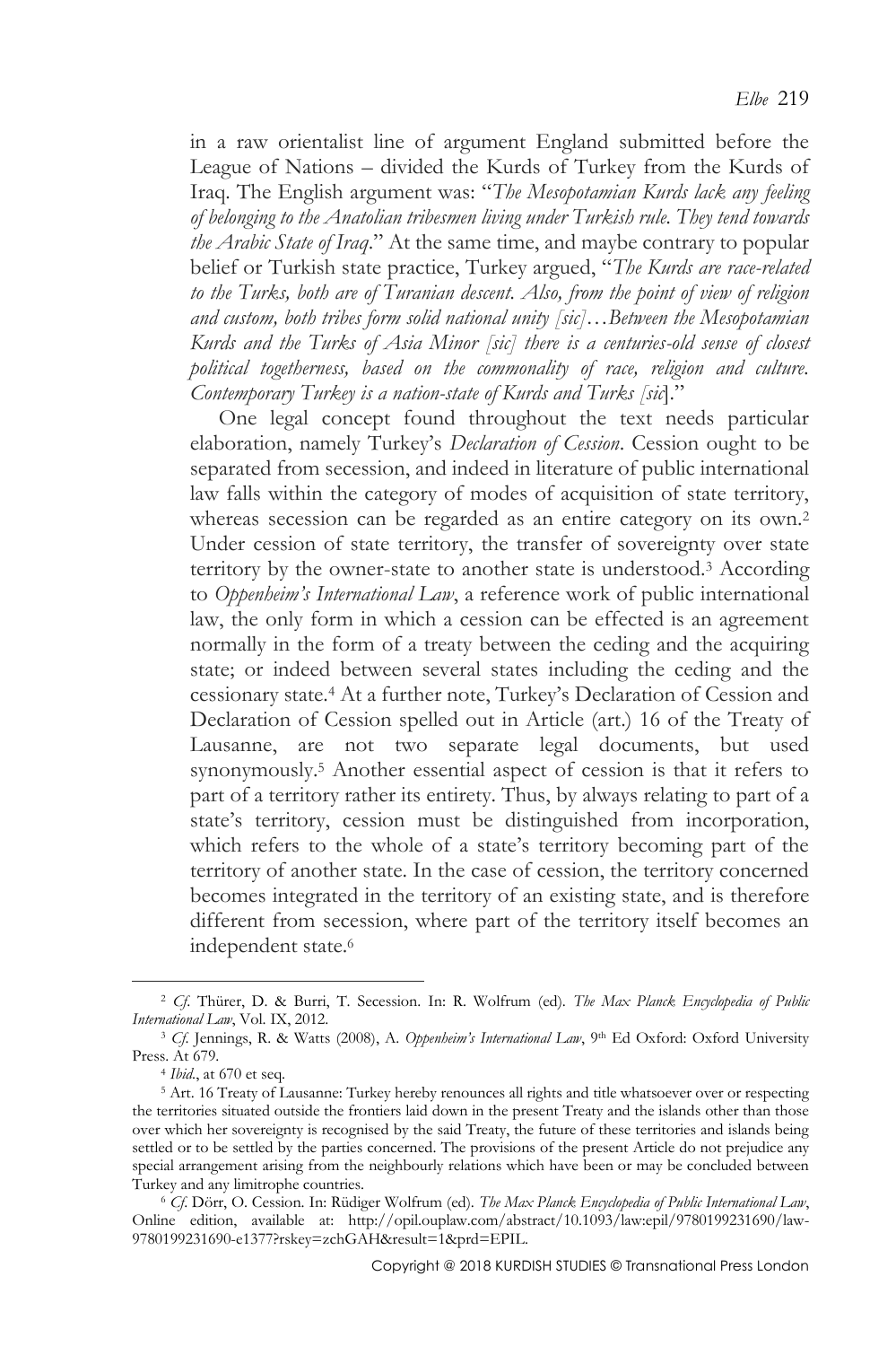in a raw orientalist line of argument England submitted before the League of Nations – divided the Kurds of Turkey from the Kurds of Iraq. The English argument was: "*The Mesopotamian Kurds lack any feeling of belonging to the Anatolian tribesmen living under Turkish rule. They tend towards the Arabic State of Iraq*." At the same time, and maybe contrary to popular belief or Turkish state practice, Turkey argued, "*The Kurds are race-related to the Turks, both are of Turanian descent. Also, from the point of view of religion and custom, both tribes form solid national unity [sic]…Between the Mesopotamian Kurds and the Turks of Asia Minor [sic] there is a centuries-old sense of closest political togetherness, based on the commonality of race, religion and culture. Contemporary Turkey is a nation-state of Kurds and Turks [sic]*."

One legal concept found throughout the text needs particular elaboration, namely Turkey's *Declaration of Cession*. Cession ought to be separated from secession, and indeed in literature of public international law falls within the category of modes of acquisition of state territory, whereas secession can be regarded as an entire category on its own.[2] Under cession of state territory, the transfer of sovereignty over state territory by the owner-state to another state is understood.[3] According to *Oppenheim's International Law*, a reference work of public international law, the only form in which a cession can be effected is an agreement normally in the form of a treaty between the ceding and the acquiring state; or indeed between several states including the ceding and the cessionary state.[4] At a further note, Turkey's Declaration of Cession and Declaration of Cession spelled out in Article (art.) 16 of the Treaty of Lausanne, are not two separate legal documents, but used synonymously.[5] Another essential aspect of cession is that it refers to part of a territory rather its entirety. Thus, by always relating to part of a state's territory, cession must be distinguished from incorporation, which refers to the whole of a state's territory becoming part of the territory of another state. In the case of cession, the territory concerned becomes integrated in the territory of an existing state, and is therefore different from secession, where part of the territory itself becomes an independent state.[6]

---

[2] *Cf.* Thürer, D. & Burri, T. Secession. In: R. Wolfrum (ed). *The Max Planck Encyclopedia of Public International Law*, Vol. IX, 2012.

[3] *Cf.* Jennings, R. & Watts (2008), A. *Oppenheim's International Law*, 9th Ed Oxford: Oxford University Press. At 679.

[4] *Ibid.*, at 670 et seq.

[5] Art. 16 Treaty of Lausanne: Turkey hereby renounces all rights and title whatsoever over or respecting the territories situated outside the frontiers laid down in the present Treaty and the islands other than those over which her sovereignty is recognised by the said Treaty, the future of these territories and islands being settled or to be settled by the parties concerned. The provisions of the present Article do not prejudice any special arrangement arising from the neighbourly relations which have been or may be concluded between Turkey and any limitrophe countries.

[6] *Cf.* Dörr, O. Cession. In: Rüdiger Wolfrum (ed). *The Max Planck Encyclopedia of Public International Law*, Online edition, available at: http://opil.ouplaw.com/abstract/10.1093/law:epil/9780199231690/law-9780199231690-e1377?rskey=zchGAH&result=1&prd=EPIL.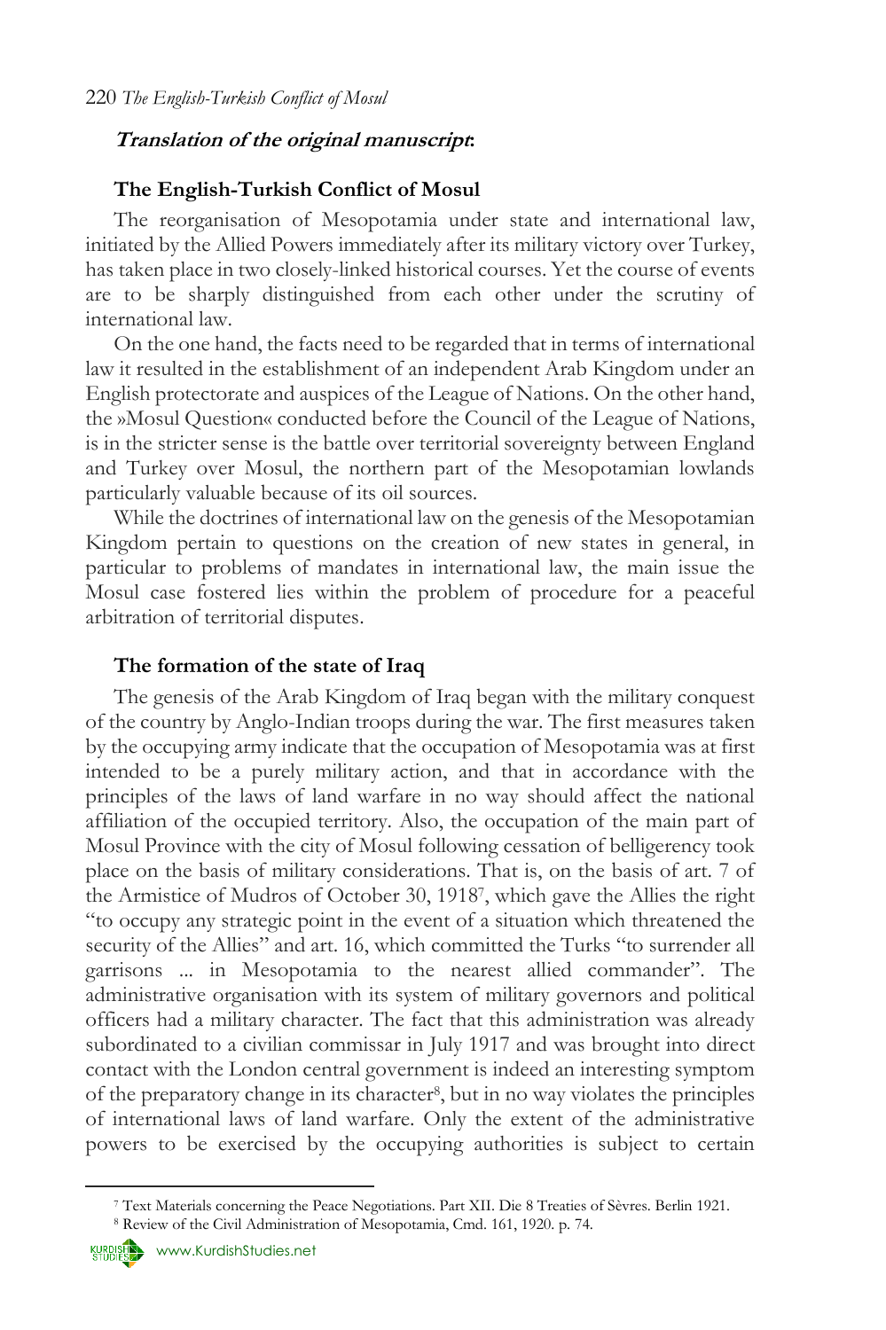***Translation of the original manuscript*:**

### The English-Turkish Conflict of Mosul

The reorganisation of Mesopotamia under state and international law, initiated by the Allied Powers immediately after its military victory over Turkey, has taken place in two closely-linked historical courses. Yet the course of events are to be sharply distinguished from each other under the scrutiny of international law.

On the one hand, the facts need to be regarded that in terms of international law it resulted in the establishment of an independent Arab Kingdom under an English protectorate and auspices of the League of Nations. On the other hand, the »Mosul Question« conducted before the Council of the League of Nations, is in the stricter sense is the battle over territorial sovereignty between England and Turkey over Mosul, the northern part of the Mesopotamian lowlands particularly valuable because of its oil sources.

While the doctrines of international law on the genesis of the Mesopotamian Kingdom pertain to questions on the creation of new states in general, in particular to problems of mandates in international law, the main issue the Mosul case fostered lies within the problem of procedure for a peaceful arbitration of territorial disputes.

### The formation of the state of Iraq

The genesis of the Arab Kingdom of Iraq began with the military conquest of the country by Anglo-Indian troops during the war. The first measures taken by the occupying army indicate that the occupation of Mesopotamia was at first intended to be a purely military action, and that in accordance with the principles of the laws of land warfare in no way should affect the national affiliation of the occupied territory. Also, the occupation of the main part of Mosul Province with the city of Mosul following cessation of belligerency took place on the basis of military considerations. That is, on the basis of art. 7 of the Armistice of Mudros of October 30, 1918[7], which gave the Allies the right "to occupy any strategic point in the event of a situation which threatened the security of the Allies" and art. 16, which committed the Turks "to surrender all garrisons ... in Mesopotamia to the nearest allied commander". The administrative organisation with its system of military governors and political officers had a military character. The fact that this administration was already subordinated to a civilian commissar in July 1917 and was brought into direct contact with the London central government is indeed an interesting symptom of the preparatory change in its character[8], but in no way violates the principles of international laws of land warfare. Only the extent of the administrative powers to be exercised by the occupying authorities is subject to certain

[7] Text Materials concerning the Peace Negotiations. Part XII. Die 8 Treaties of Sèvres. Berlin 1921.

[8] Review of the Civil Administration of Mesopotamia, Cmd. 161, 1920. p. 74.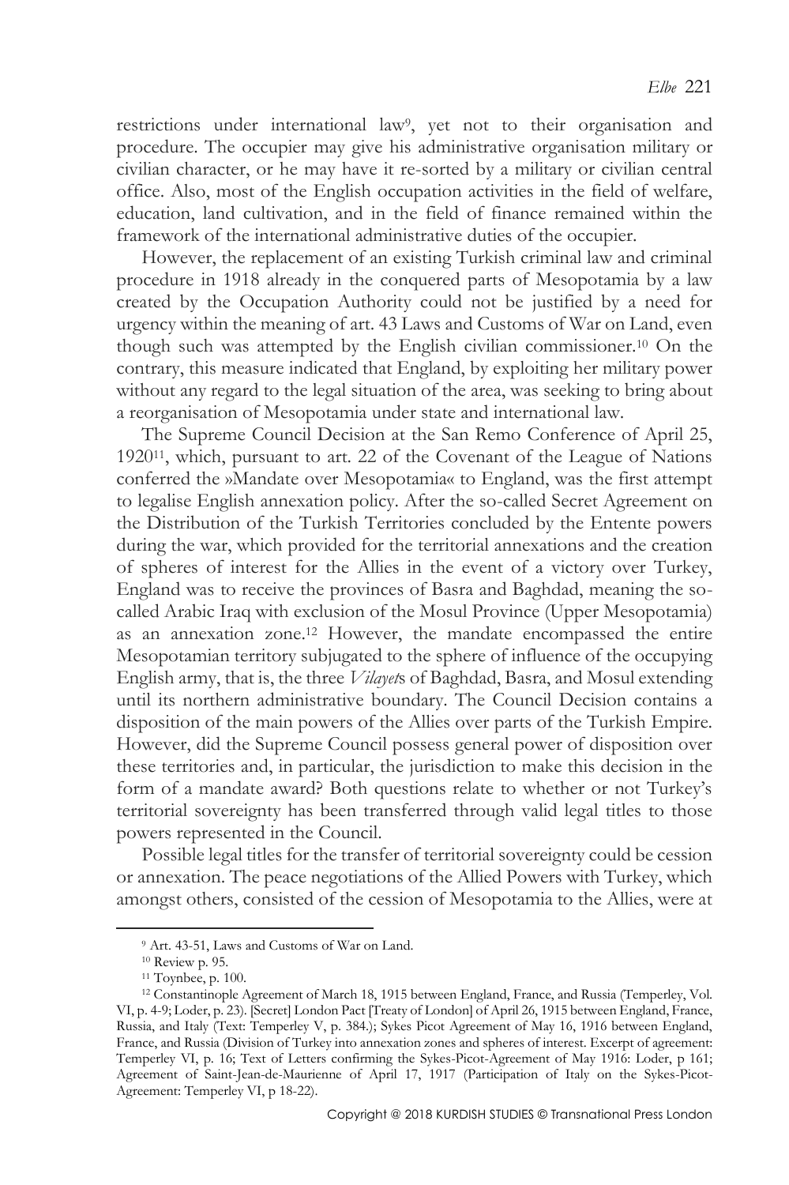restrictions under international law[9], yet not to their organisation and procedure. The occupier may give his administrative organisation military or civilian character, or he may have it re-sorted by a military or civilian central office. Also, most of the English occupation activities in the field of welfare, education, land cultivation, and in the field of finance remained within the framework of the international administrative duties of the occupier.

However, the replacement of an existing Turkish criminal law and criminal procedure in 1918 already in the conquered parts of Mesopotamia by a law created by the Occupation Authority could not be justified by a need for urgency within the meaning of art. 43 Laws and Customs of War on Land, even though such was attempted by the English civilian commissioner.[10] On the contrary, this measure indicated that England, by exploiting her military power without any regard to the legal situation of the area, was seeking to bring about a reorganisation of Mesopotamia under state and international law.

The Supreme Council Decision at the San Remo Conference of April 25, 1920[11], which, pursuant to art. 22 of the Covenant of the League of Nations conferred the »Mandate over Mesopotamia« to England, was the first attempt to legalise English annexation policy. After the so-called Secret Agreement on the Distribution of the Turkish Territories concluded by the Entente powers during the war, which provided for the territorial annexations and the creation of spheres of interest for the Allies in the event of a victory over Turkey, England was to receive the provinces of Basra and Baghdad, meaning the so-called Arabic Iraq with exclusion of the Mosul Province (Upper Mesopotamia) as an annexation zone.[12] However, the mandate encompassed the entire Mesopotamian territory subjugated to the sphere of influence of the occupying English army, that is, the three *Vilayet*s of Baghdad, Basra, and Mosul extending until its northern administrative boundary. The Council Decision contains a disposition of the main powers of the Allies over parts of the Turkish Empire. However, did the Supreme Council possess general power of disposition over these territories and, in particular, the jurisdiction to make this decision in the form of a mandate award? Both questions relate to whether or not Turkey's territorial sovereignty has been transferred through valid legal titles to those powers represented in the Council.

Possible legal titles for the transfer of territorial sovereignty could be cession or annexation. The peace negotiations of the Allied Powers with Turkey, which amongst others, consisted of the cession of Mesopotamia to the Allies, were at

---

[9] Art. 43-51, Laws and Customs of War on Land.

[10] Review p. 95.

[11] Toynbee, p. 100.

[12] Constantinople Agreement of March 18, 1915 between England, France, and Russia (Temperley, Vol. VI, p. 4-9; Loder, p. 23). [Secret] London Pact [Treaty of London] of April 26, 1915 between England, France, Russia, and Italy (Text: Temperley V, p. 384.); Sykes Picot Agreement of May 16, 1916 between England, France, and Russia (Division of Turkey into annexation zones and spheres of interest. Excerpt of agreement: Temperley VI, p. 16; Text of Letters confirming the Sykes-Picot-Agreement of May 1916: Loder, p 161; Agreement of Saint-Jean-de-Maurienne of April 17, 1917 (Participation of Italy on the Sykes-Picot-Agreement: Temperley VI, p 18-22).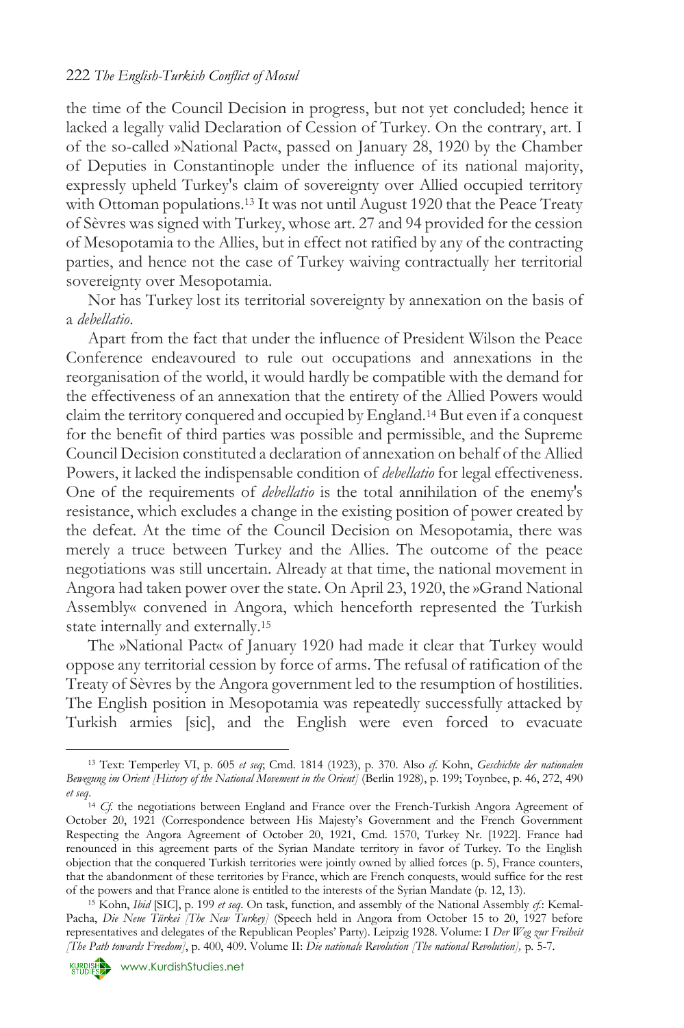the time of the Council Decision in progress, but not yet concluded; hence it lacked a legally valid Declaration of Cession of Turkey. On the contrary, art. I of the so-called »National Pact«, passed on January 28, 1920 by the Chamber of Deputies in Constantinople under the influence of its national majority, expressly upheld Turkey's claim of sovereignty over Allied occupied territory with Ottoman populations.[13] It was not until August 1920 that the Peace Treaty of Sèvres was signed with Turkey, whose art. 27 and 94 provided for the cession of Mesopotamia to the Allies, but in effect not ratified by any of the contracting parties, and hence not the case of Turkey waiving contractually her territorial sovereignty over Mesopotamia.

Nor has Turkey lost its territorial sovereignty by annexation on the basis of a *debellatio*.

Apart from the fact that under the influence of President Wilson the Peace Conference endeavoured to rule out occupations and annexations in the reorganisation of the world, it would hardly be compatible with the demand for the effectiveness of an annexation that the entirety of the Allied Powers would claim the territory conquered and occupied by England.[14] But even if a conquest for the benefit of third parties was possible and permissible, and the Supreme Council Decision constituted a declaration of annexation on behalf of the Allied Powers, it lacked the indispensable condition of *debellatio* for legal effectiveness. One of the requirements of *debellatio* is the total annihilation of the enemy's resistance, which excludes a change in the existing position of power created by the defeat. At the time of the Council Decision on Mesopotamia, there was merely a truce between Turkey and the Allies. The outcome of the peace negotiations was still uncertain. Already at that time, the national movement in Angora had taken power over the state. On April 23, 1920, the »Grand National Assembly« convened in Angora, which henceforth represented the Turkish state internally and externally.[15]

The »National Pact« of January 1920 had made it clear that Turkey would oppose any territorial cession by force of arms. The refusal of ratification of the Treaty of Sèvres by the Angora government led to the resumption of hostilities. The English position in Mesopotamia was repeatedly successfully attacked by Turkish armies [sic], and the English were even forced to evacuate

---

[13] Text: Temperley VI, p. 605 *et seq*; Cmd. 1814 (1923), p. 370. Also *cf.* Kohn, *Geschichte der nationalen Bewegung im Orient [History of the National Movement in the Orient]* (Berlin 1928), p. 199; Toynbee, p. 46, 272, 490 *et seq*.

[14] *Cf.* the negotiations between England and France over the French-Turkish Angora Agreement of October 20, 1921 (Correspondence between His Majesty's Government and the French Government Respecting the Angora Agreement of October 20, 1921, Cmd. 1570, Turkey Nr. [1922]. France had renounced in this agreement parts of the Syrian Mandate territory in favor of Turkey. To the English objection that the conquered Turkish territories were jointly owned by allied forces (p. 5), France counters, that the abandonment of these territories by France, which are French conquests, would suffice for the rest of the powers and that France alone is entitled to the interests of the Syrian Mandate (p. 12, 13).

[15] Kohn, *Ibid* [SIC], p. 199 *et seq*. On task, function, and assembly of the National Assembly *cf.*: Kemal-Pacha, *Die Neue Türkei [The New Turkey]* (Speech held in Angora from October 15 to 20, 1927 before representatives and delegates of the Republican Peoples' Party). Leipzig 1928. Volume: I *Der Weg zur Freiheit [The Path towards Freedom]*, p. 400, 409. Volume II: *Die nationale Revolution [The national Revolution]*, p. 5-7.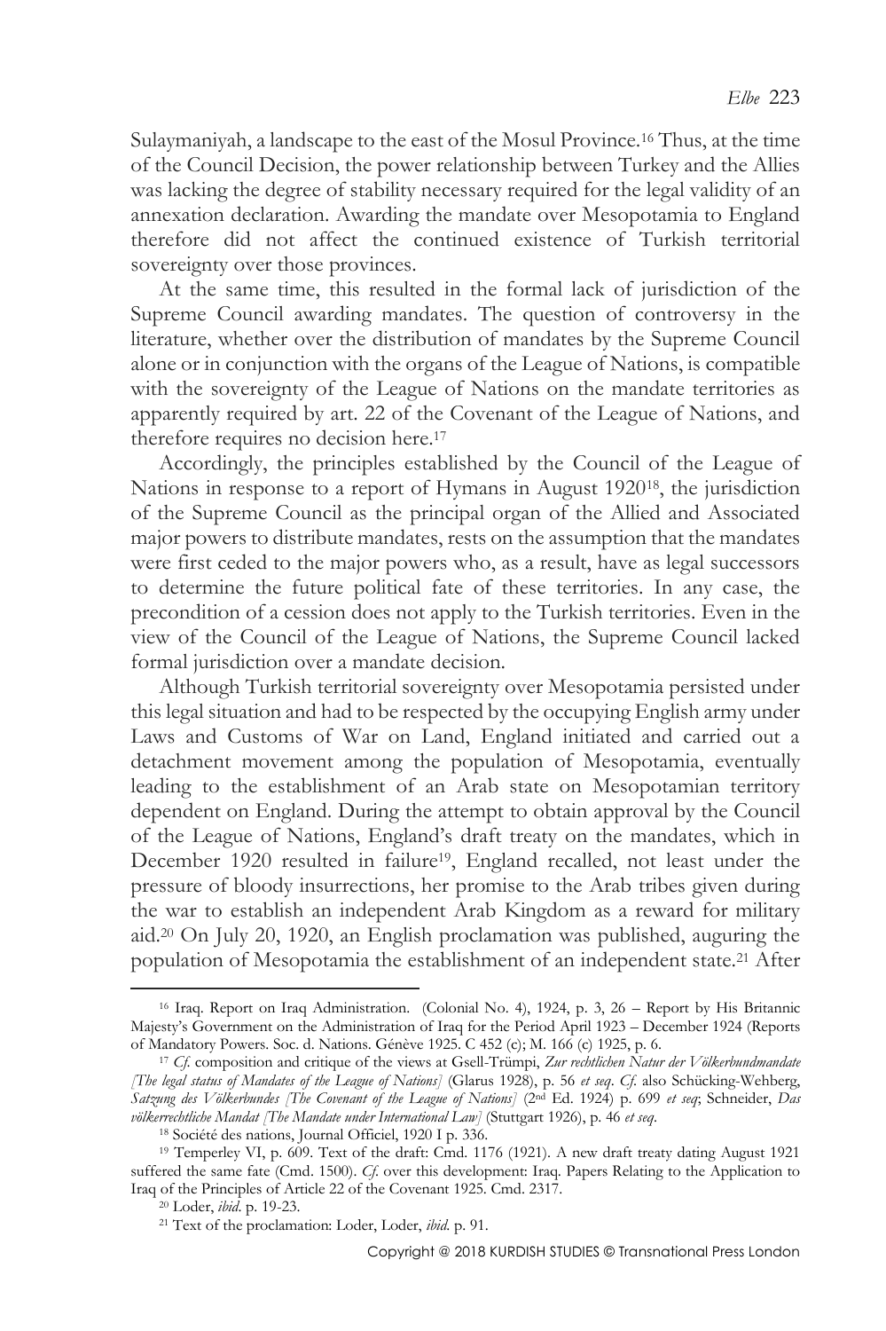Sulaymaniyah, a landscape to the east of the Mosul Province.[16] Thus, at the time of the Council Decision, the power relationship between Turkey and the Allies was lacking the degree of stability necessary required for the legal validity of an annexation declaration. Awarding the mandate over Mesopotamia to England therefore did not affect the continued existence of Turkish territorial sovereignty over those provinces.

At the same time, this resulted in the formal lack of jurisdiction of the Supreme Council awarding mandates. The question of controversy in the literature, whether over the distribution of mandates by the Supreme Council alone or in conjunction with the organs of the League of Nations, is compatible with the sovereignty of the League of Nations on the mandate territories as apparently required by art. 22 of the Covenant of the League of Nations, and therefore requires no decision here.[17]

Accordingly, the principles established by the Council of the League of Nations in response to a report of Hymans in August 1920[18], the jurisdiction of the Supreme Council as the principal organ of the Allied and Associated major powers to distribute mandates, rests on the assumption that the mandates were first ceded to the major powers who, as a result, have as legal successors to determine the future political fate of these territories. In any case, the precondition of a cession does not apply to the Turkish territories. Even in the view of the Council of the League of Nations, the Supreme Council lacked formal jurisdiction over a mandate decision.

Although Turkish territorial sovereignty over Mesopotamia persisted under this legal situation and had to be respected by the occupying English army under Laws and Customs of War on Land, England initiated and carried out a detachment movement among the population of Mesopotamia, eventually leading to the establishment of an Arab state on Mesopotamian territory dependent on England. During the attempt to obtain approval by the Council of the League of Nations, England's draft treaty on the mandates, which in December 1920 resulted in failure[19], England recalled, not least under the pressure of bloody insurrections, her promise to the Arab tribes given during the war to establish an independent Arab Kingdom as a reward for military aid.[20] On July 20, 1920, an English proclamation was published, auguring the population of Mesopotamia the establishment of an independent state.[21] After

---

[16] Iraq. Report on Iraq Administration. (Colonial No. 4), 1924, p. 3, 26 – Report by His Britannic Majesty's Government on the Administration of Iraq for the Period April 1923 – December 1924 (Reports of Mandatory Powers. Soc. d. Nations. Génève 1925. C 452 (c); M. 166 (c) 1925, p. 6.

[17] *Cf.* composition and critique of the views at Gsell-Trümpi, *Zur rechtlichen Natur der Völkerbundmandate [The legal status of Mandates of the League of Nations]* (Glarus 1928), p. 56 *et seq*. *Cf.* also Schücking-Wehberg, *Satzung des Völkerbundes [The Covenant of the League of Nations]* (2nd Ed. 1924) p. 699 *et seq*; Schneider, *Das völkerrechtliche Mandat [The Mandate under International Law]* (Stuttgart 1926), p. 46 *et seq*.

[18] Société des nations, Journal Officiel, 1920 I p. 336.

[19] Temperley VI, p. 609. Text of the draft: Cmd. 1176 (1921). A new draft treaty dating August 1921 suffered the same fate (Cmd. 1500). *Cf.* over this development: Iraq. Papers Relating to the Application to Iraq of the Principles of Article 22 of the Covenant 1925. Cmd. 2317.

[20] Loder, *ibid*. p. 19-23.

[21] Text of the proclamation: Loder, Loder, *ibid*. p. 91.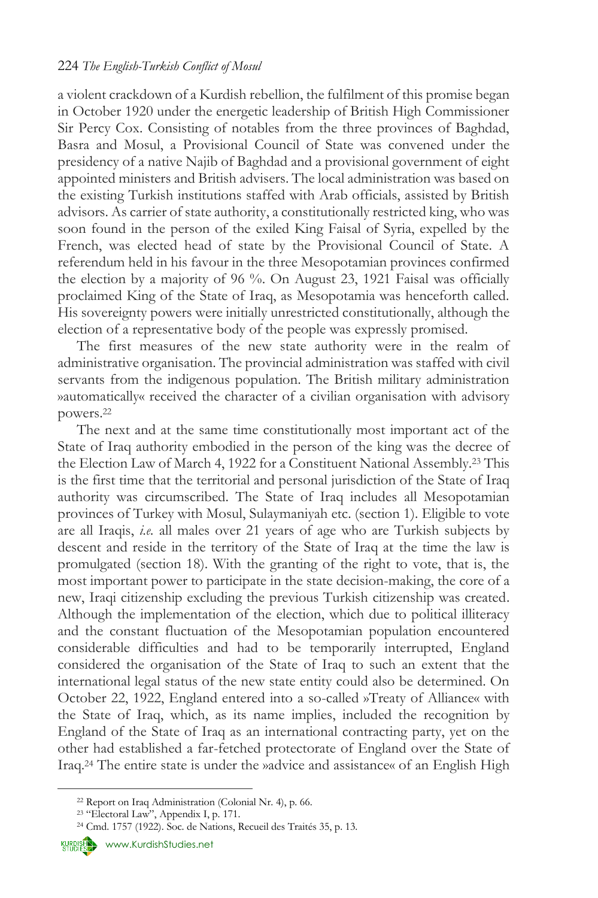a violent crackdown of a Kurdish rebellion, the fulfilment of this promise began in October 1920 under the energetic leadership of British High Commissioner Sir Percy Cox. Consisting of notables from the three provinces of Baghdad, Basra and Mosul, a Provisional Council of State was convened under the presidency of a native Najib of Baghdad and a provisional government of eight appointed ministers and British advisers. The local administration was based on the existing Turkish institutions staffed with Arab officials, assisted by British advisors. As carrier of state authority, a constitutionally restricted king, who was soon found in the person of the exiled King Faisal of Syria, expelled by the French, was elected head of state by the Provisional Council of State. A referendum held in his favour in the three Mesopotamian provinces confirmed the election by a majority of 96 %. On August 23, 1921 Faisal was officially proclaimed King of the State of Iraq, as Mesopotamia was henceforth called. His sovereignty powers were initially unrestricted constitutionally, although the election of a representative body of the people was expressly promised.

The first measures of the new state authority were in the realm of administrative organisation. The provincial administration was staffed with civil servants from the indigenous population. The British military administration »automatically« received the character of a civilian organisation with advisory powers.[22]

The next and at the same time constitutionally most important act of the State of Iraq authority embodied in the person of the king was the decree of the Election Law of March 4, 1922 for a Constituent National Assembly.[23] This is the first time that the territorial and personal jurisdiction of the State of Iraq authority was circumscribed. The State of Iraq includes all Mesopotamian provinces of Turkey with Mosul, Sulaymaniyah etc. (section 1). Eligible to vote are all Iraqis, *i.e.* all males over 21 years of age who are Turkish subjects by descent and reside in the territory of the State of Iraq at the time the law is promulgated (section 18). With the granting of the right to vote, that is, the most important power to participate in the state decision-making, the core of a new, Iraqi citizenship excluding the previous Turkish citizenship was created. Although the implementation of the election, which due to political illiteracy and the constant fluctuation of the Mesopotamian population encountered considerable difficulties and had to be temporarily interrupted, England considered the organisation of the State of Iraq to such an extent that the international legal status of the new state entity could also be determined. On October 22, 1922, England entered into a so-called »Treaty of Alliance« with the State of Iraq, which, as its name implies, included the recognition by England of the State of Iraq as an international contracting party, yet on the other had established a far-fetched protectorate of England over the State of Iraq.[24] The entire state is under the »advice and assistance« of an English High

[22] Report on Iraq Administration (Colonial Nr. 4), p. 66.

[23] "Electoral Law", Appendix I, p. 171.

[24] Cmd. 1757 (1922). Soc. de Nations, Recueil des Traités 35, p. 13.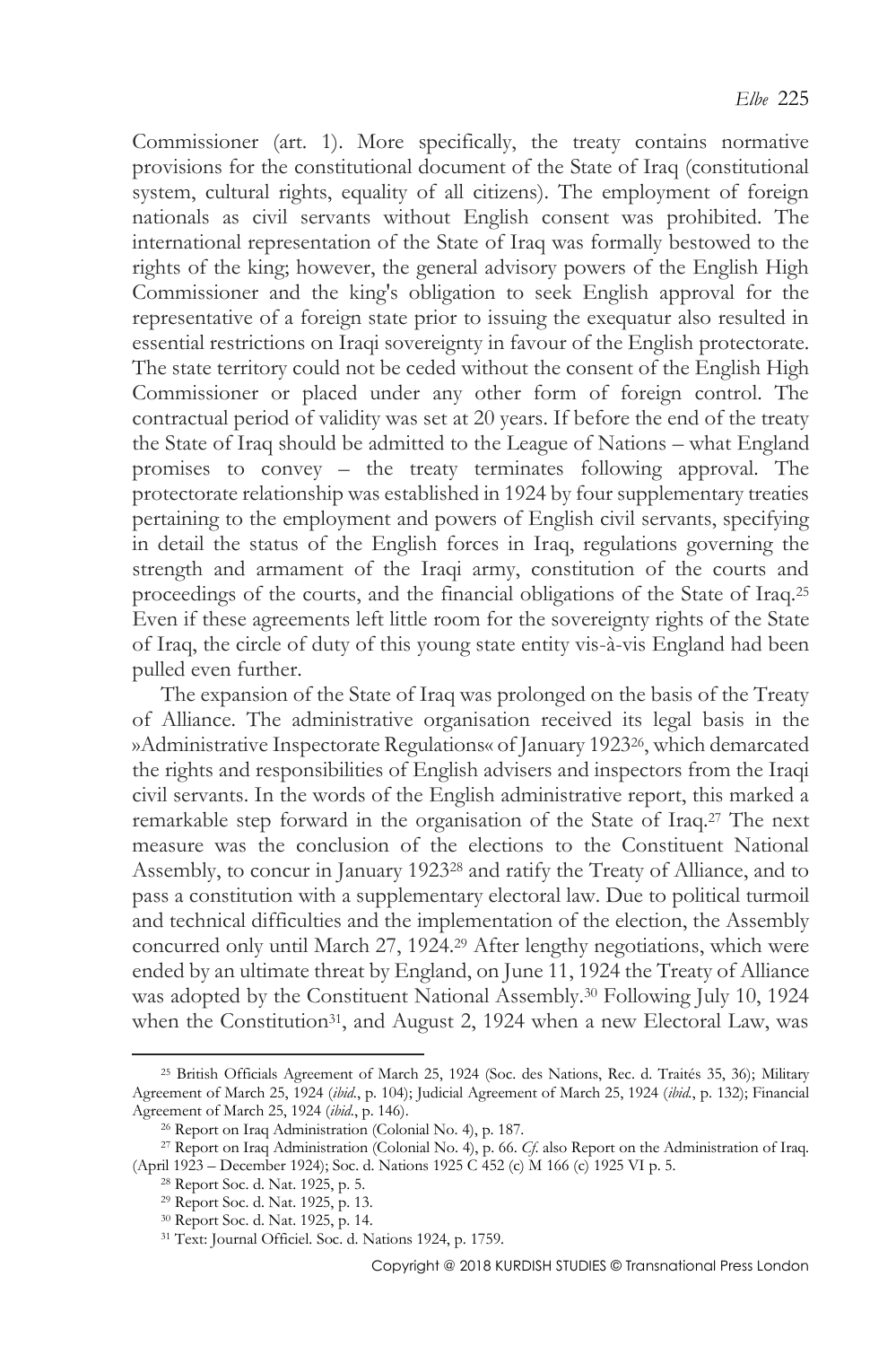Commissioner (art. 1). More specifically, the treaty contains normative provisions for the constitutional document of the State of Iraq (constitutional system, cultural rights, equality of all citizens). The employment of foreign nationals as civil servants without English consent was prohibited. The international representation of the State of Iraq was formally bestowed to the rights of the king; however, the general advisory powers of the English High Commissioner and the king's obligation to seek English approval for the representative of a foreign state prior to issuing the exequatur also resulted in essential restrictions on Iraqi sovereignty in favour of the English protectorate. The state territory could not be ceded without the consent of the English High Commissioner or placed under any other form of foreign control. The contractual period of validity was set at 20 years. If before the end of the treaty the State of Iraq should be admitted to the League of Nations – what England promises to convey – the treaty terminates following approval. The protectorate relationship was established in 1924 by four supplementary treaties pertaining to the employment and powers of English civil servants, specifying in detail the status of the English forces in Iraq, regulations governing the strength and armament of the Iraqi army, constitution of the courts and proceedings of the courts, and the financial obligations of the State of Iraq.[25] Even if these agreements left little room for the sovereignty rights of the State of Iraq, the circle of duty of this young state entity vis-à-vis England had been pulled even further.

The expansion of the State of Iraq was prolonged on the basis of the Treaty of Alliance. The administrative organisation received its legal basis in the »Administrative Inspectorate Regulations« of January 1923[26], which demarcated the rights and responsibilities of English advisers and inspectors from the Iraqi civil servants. In the words of the English administrative report, this marked a remarkable step forward in the organisation of the State of Iraq.[27] The next measure was the conclusion of the elections to the Constituent National Assembly, to concur in January 1923[28] and ratify the Treaty of Alliance, and to pass a constitution with a supplementary electoral law. Due to political turmoil and technical difficulties and the implementation of the election, the Assembly concurred only until March 27, 1924.[29] After lengthy negotiations, which were ended by an ultimate threat by England, on June 11, 1924 the Treaty of Alliance was adopted by the Constituent National Assembly.[30] Following July 10, 1924 when the Constitution[31], and August 2, 1924 when a new Electoral Law, was

---

[25] British Officials Agreement of March 25, 1924 (Soc. des Nations, Rec. d. Traités 35, 36); Military Agreement of March 25, 1924 (*ibid.*, p. 104); Judicial Agreement of March 25, 1924 (*ibid.*, p. 132); Financial Agreement of March 25, 1924 (*ibid.*, p. 146).

[26] Report on Iraq Administration (Colonial No. 4), p. 187.

[27] Report on Iraq Administration (Colonial No. 4), p. 66. *Cf.* also Report on the Administration of Iraq. (April 1923 – December 1924); Soc. d. Nations 1925 C 452 (c) M 166 (c) 1925 VI p. 5.

[28] Report Soc. d. Nat. 1925, p. 5.

[29] Report Soc. d. Nat. 1925, p. 13.

[30] Report Soc. d. Nat. 1925, p. 14.

[31] Text: Journal Officiel. Soc. d. Nations 1924, p. 1759.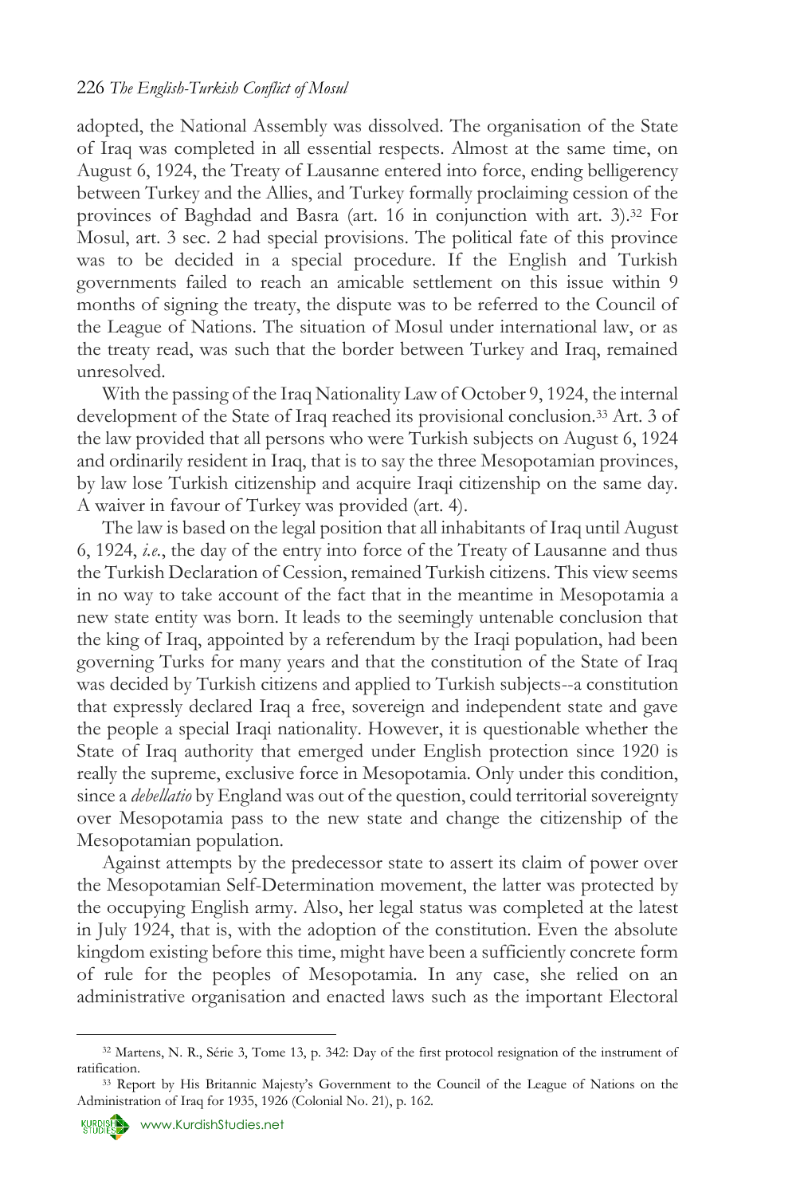adopted, the National Assembly was dissolved. The organisation of the State of Iraq was completed in all essential respects. Almost at the same time, on August 6, 1924, the Treaty of Lausanne entered into force, ending belligerency between Turkey and the Allies, and Turkey formally proclaiming cession of the provinces of Baghdad and Basra (art. 16 in conjunction with art. 3).[32] For Mosul, art. 3 sec. 2 had special provisions. The political fate of this province was to be decided in a special procedure. If the English and Turkish governments failed to reach an amicable settlement on this issue within 9 months of signing the treaty, the dispute was to be referred to the Council of the League of Nations. The situation of Mosul under international law, or as the treaty read, was such that the border between Turkey and Iraq, remained unresolved.

With the passing of the Iraq Nationality Law of October 9, 1924, the internal development of the State of Iraq reached its provisional conclusion.[33] Art. 3 of the law provided that all persons who were Turkish subjects on August 6, 1924 and ordinarily resident in Iraq, that is to say the three Mesopotamian provinces, by law lose Turkish citizenship and acquire Iraqi citizenship on the same day. A waiver in favour of Turkey was provided (art. 4).

The law is based on the legal position that all inhabitants of Iraq until August 6, 1924, *i.e.*, the day of the entry into force of the Treaty of Lausanne and thus the Turkish Declaration of Cession, remained Turkish citizens. This view seems in no way to take account of the fact that in the meantime in Mesopotamia a new state entity was born. It leads to the seemingly untenable conclusion that the king of Iraq, appointed by a referendum by the Iraqi population, had been governing Turks for many years and that the constitution of the State of Iraq was decided by Turkish citizens and applied to Turkish subjects--a constitution that expressly declared Iraq a free, sovereign and independent state and gave the people a special Iraqi nationality. However, it is questionable whether the State of Iraq authority that emerged under English protection since 1920 is really the supreme, exclusive force in Mesopotamia. Only under this condition, since a *debellatio* by England was out of the question, could territorial sovereignty over Mesopotamia pass to the new state and change the citizenship of the Mesopotamian population.

Against attempts by the predecessor state to assert its claim of power over the Mesopotamian Self-Determination movement, the latter was protected by the occupying English army. Also, her legal status was completed at the latest in July 1924, that is, with the adoption of the constitution. Even the absolute kingdom existing before this time, might have been a sufficiently concrete form of rule for the peoples of Mesopotamia. In any case, she relied on an administrative organisation and enacted laws such as the important Electoral

---

[32] Martens, N. R., Série 3, Tome 13, p. 342: Day of the first protocol resignation of the instrument of ratification.

[33] Report by His Britannic Majesty's Government to the Council of the League of Nations on the Administration of Iraq for 1935, 1926 (Colonial No. 21), p. 162.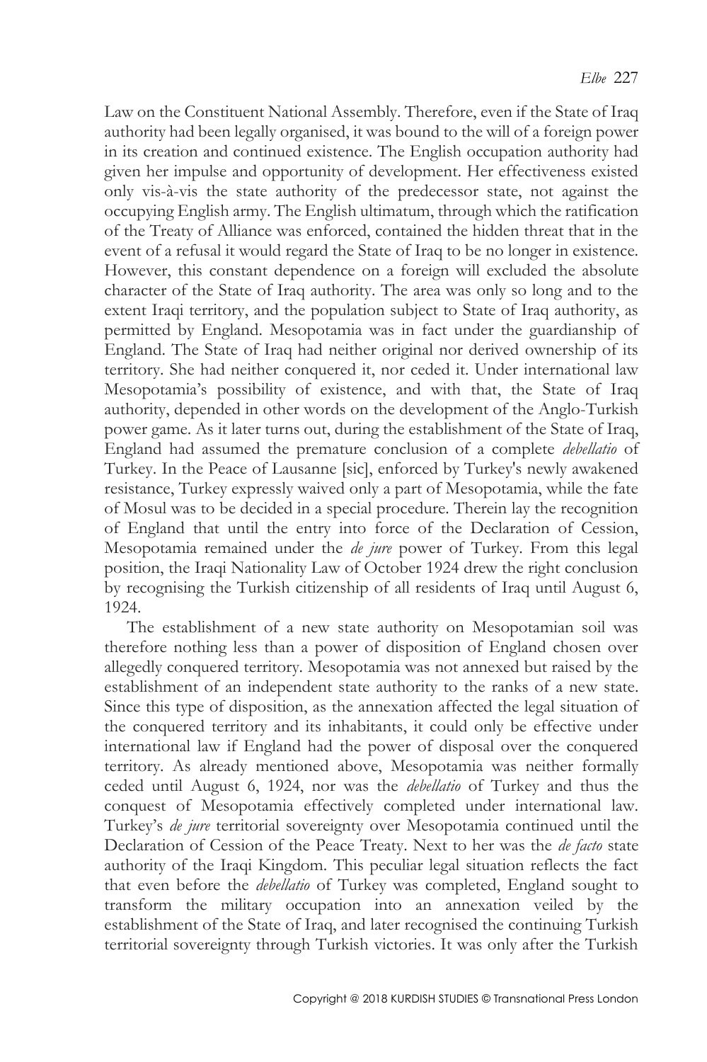Law on the Constituent National Assembly. Therefore, even if the State of Iraq authority had been legally organised, it was bound to the will of a foreign power in its creation and continued existence. The English occupation authority had given her impulse and opportunity of development. Her effectiveness existed only vis-à-vis the state authority of the predecessor state, not against the occupying English army. The English ultimatum, through which the ratification of the Treaty of Alliance was enforced, contained the hidden threat that in the event of a refusal it would regard the State of Iraq to be no longer in existence. However, this constant dependence on a foreign will excluded the absolute character of the State of Iraq authority. The area was only so long and to the extent Iraqi territory, and the population subject to State of Iraq authority, as permitted by England. Mesopotamia was in fact under the guardianship of England. The State of Iraq had neither original nor derived ownership of its territory. She had neither conquered it, nor ceded it. Under international law Mesopotamia's possibility of existence, and with that, the State of Iraq authority, depended in other words on the development of the Anglo-Turkish power game. As it later turns out, during the establishment of the State of Iraq, England had assumed the premature conclusion of a complete *debellatio* of Turkey. In the Peace of Lausanne [sic], enforced by Turkey's newly awakened resistance, Turkey expressly waived only a part of Mesopotamia, while the fate of Mosul was to be decided in a special procedure. Therein lay the recognition of England that until the entry into force of the Declaration of Cession, Mesopotamia remained under the *de jure* power of Turkey. From this legal position, the Iraqi Nationality Law of October 1924 drew the right conclusion by recognising the Turkish citizenship of all residents of Iraq until August 6, 1924.

The establishment of a new state authority on Mesopotamian soil was therefore nothing less than a power of disposition of England chosen over allegedly conquered territory. Mesopotamia was not annexed but raised by the establishment of an independent state authority to the ranks of a new state. Since this type of disposition, as the annexation affected the legal situation of the conquered territory and its inhabitants, it could only be effective under international law if England had the power of disposal over the conquered territory. As already mentioned above, Mesopotamia was neither formally ceded until August 6, 1924, nor was the *debellatio* of Turkey and thus the conquest of Mesopotamia effectively completed under international law. Turkey's *de jure* territorial sovereignty over Mesopotamia continued until the Declaration of Cession of the Peace Treaty. Next to her was the *de facto* state authority of the Iraqi Kingdom. This peculiar legal situation reflects the fact that even before the *debellatio* of Turkey was completed, England sought to transform the military occupation into an annexation veiled by the establishment of the State of Iraq, and later recognised the continuing Turkish territorial sovereignty through Turkish victories. It was only after the Turkish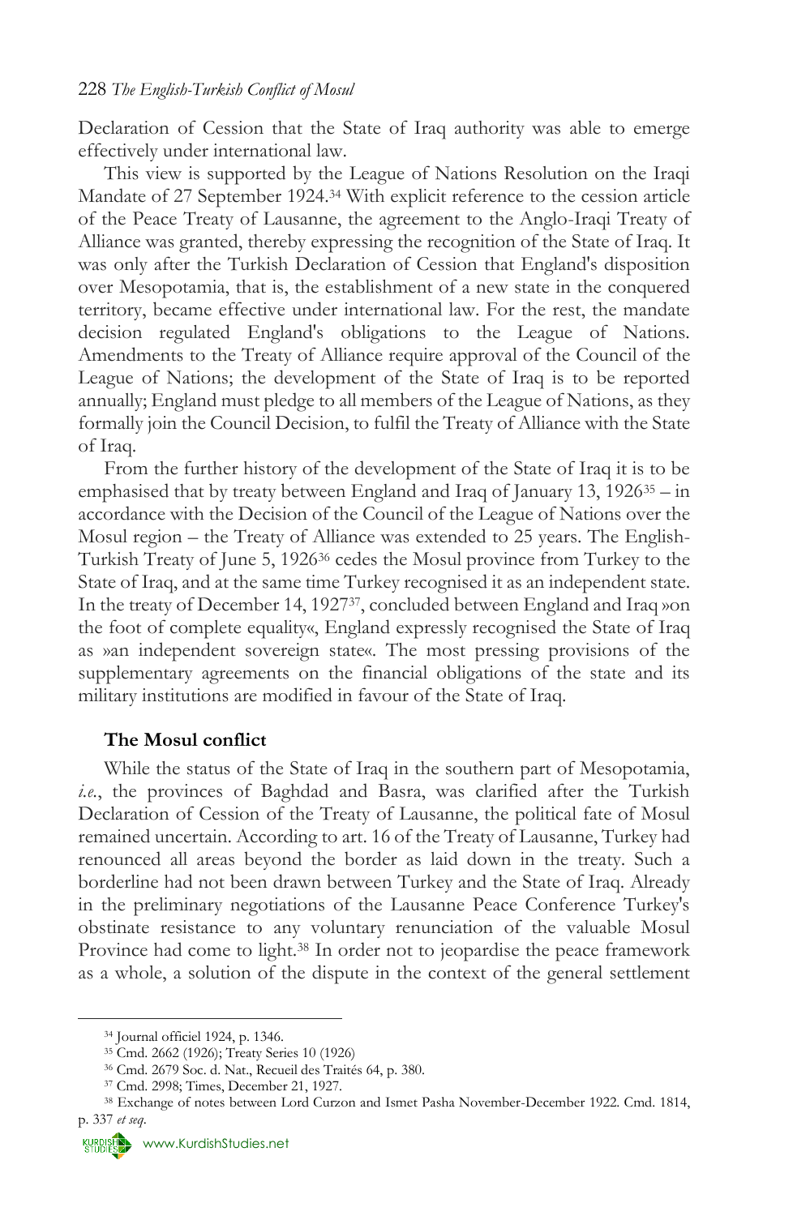Declaration of Cession that the State of Iraq authority was able to emerge effectively under international law.

This view is supported by the League of Nations Resolution on the Iraqi Mandate of 27 September 1924.[34] With explicit reference to the cession article of the Peace Treaty of Lausanne, the agreement to the Anglo-Iraqi Treaty of Alliance was granted, thereby expressing the recognition of the State of Iraq. It was only after the Turkish Declaration of Cession that England's disposition over Mesopotamia, that is, the establishment of a new state in the conquered territory, became effective under international law. For the rest, the mandate decision regulated England's obligations to the League of Nations. Amendments to the Treaty of Alliance require approval of the Council of the League of Nations; the development of the State of Iraq is to be reported annually; England must pledge to all members of the League of Nations, as they formally join the Council Decision, to fulfil the Treaty of Alliance with the State of Iraq.

From the further history of the development of the State of Iraq it is to be emphasised that by treaty between England and Iraq of January 13, 1926[35] – in accordance with the Decision of the Council of the League of Nations over the Mosul region – the Treaty of Alliance was extended to 25 years. The English-Turkish Treaty of June 5, 1926[36] cedes the Mosul province from Turkey to the State of Iraq, and at the same time Turkey recognised it as an independent state. In the treaty of December 14, 1927[37], concluded between England and Iraq »on the foot of complete equality«, England expressly recognised the State of Iraq as »an independent sovereign state«. The most pressing provisions of the supplementary agreements on the financial obligations of the state and its military institutions are modified in favour of the State of Iraq.

**The Mosul conflict**

While the status of the State of Iraq in the southern part of Mesopotamia, *i.e.*, the provinces of Baghdad and Basra, was clarified after the Turkish Declaration of Cession of the Treaty of Lausanne, the political fate of Mosul remained uncertain. According to art. 16 of the Treaty of Lausanne, Turkey had renounced all areas beyond the border as laid down in the treaty. Such a borderline had not been drawn between Turkey and the State of Iraq. Already in the preliminary negotiations of the Lausanne Peace Conference Turkey's obstinate resistance to any voluntary renunciation of the valuable Mosul Province had come to light.[38] In order not to jeopardise the peace framework as a whole, a solution of the dispute in the context of the general settlement

---

[34] Journal officiel 1924, p. 1346.

[35] Cmd. 2662 (1926); Treaty Series 10 (1926)

[36] Cmd. 2679 Soc. d. Nat., Recueil des Traités 64, p. 380.

[37] Cmd. 2998; Times, December 21, 1927.

[38] Exchange of notes between Lord Curzon and Ismet Pasha November-December 1922. Cmd. 1814, p. 337 *et seq*.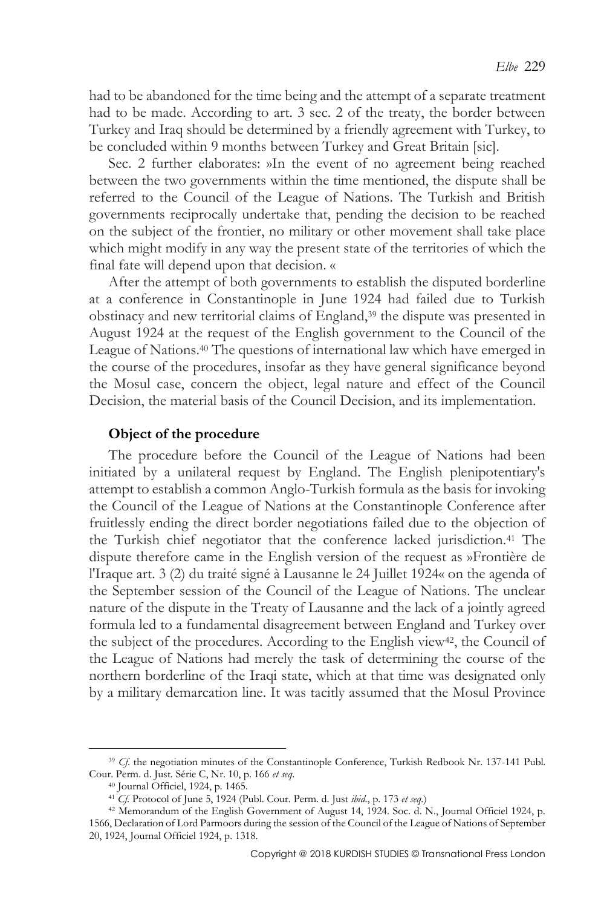had to be abandoned for the time being and the attempt of a separate treatment had to be made. According to art. 3 sec. 2 of the treaty, the border between Turkey and Iraq should be determined by a friendly agreement with Turkey, to be concluded within 9 months between Turkey and Great Britain [sic].

Sec. 2 further elaborates: »In the event of no agreement being reached between the two governments within the time mentioned, the dispute shall be referred to the Council of the League of Nations. The Turkish and British governments reciprocally undertake that, pending the decision to be reached on the subject of the frontier, no military or other movement shall take place which might modify in any way the present state of the territories of which the final fate will depend upon that decision. «

After the attempt of both governments to establish the disputed borderline at a conference in Constantinople in June 1924 had failed due to Turkish obstinacy and new territorial claims of England,[39] the dispute was presented in August 1924 at the request of the English government to the Council of the League of Nations.[40] The questions of international law which have emerged in the course of the procedures, insofar as they have general significance beyond the Mosul case, concern the object, legal nature and effect of the Council Decision, the material basis of the Council Decision, and its implementation.

### Object of the procedure

The procedure before the Council of the League of Nations had been initiated by a unilateral request by England. The English plenipotentiary's attempt to establish a common Anglo-Turkish formula as the basis for invoking the Council of the League of Nations at the Constantinople Conference after fruitlessly ending the direct border negotiations failed due to the objection of the Turkish chief negotiator that the conference lacked jurisdiction.[41] The dispute therefore came in the English version of the request as »Frontière de l'Iraque art. 3 (2) du traité signé à Lausanne le 24 Juillet 1924« on the agenda of the September session of the Council of the League of Nations. The unclear nature of the dispute in the Treaty of Lausanne and the lack of a jointly agreed formula led to a fundamental disagreement between England and Turkey over the subject of the procedures. According to the English view[42], the Council of the League of Nations had merely the task of determining the course of the northern borderline of the Iraqi state, which at that time was designated only by a military demarcation line. It was tacitly assumed that the Mosul Province

---

[39] *Cf.* the negotiation minutes of the Constantinople Conference, Turkish Redbook Nr. 137-141 Publ. Cour. Perm. d. Just. Série C, Nr. 10, p. 166 *et seq*.

[40] Journal Officiel, 1924, p. 1465.

[41] *Cf.* Protocol of June 5, 1924 (Publ. Cour. Perm. d. Just *ibid*., p. 173 *et seq*.)

[42] Memorandum of the English Government of August 14, 1924. Soc. d. N., Journal Officiel 1924, p. 1566, Declaration of Lord Parmoors during the session of the Council of the League of Nations of September 20, 1924, Journal Officiel 1924, p. 1318.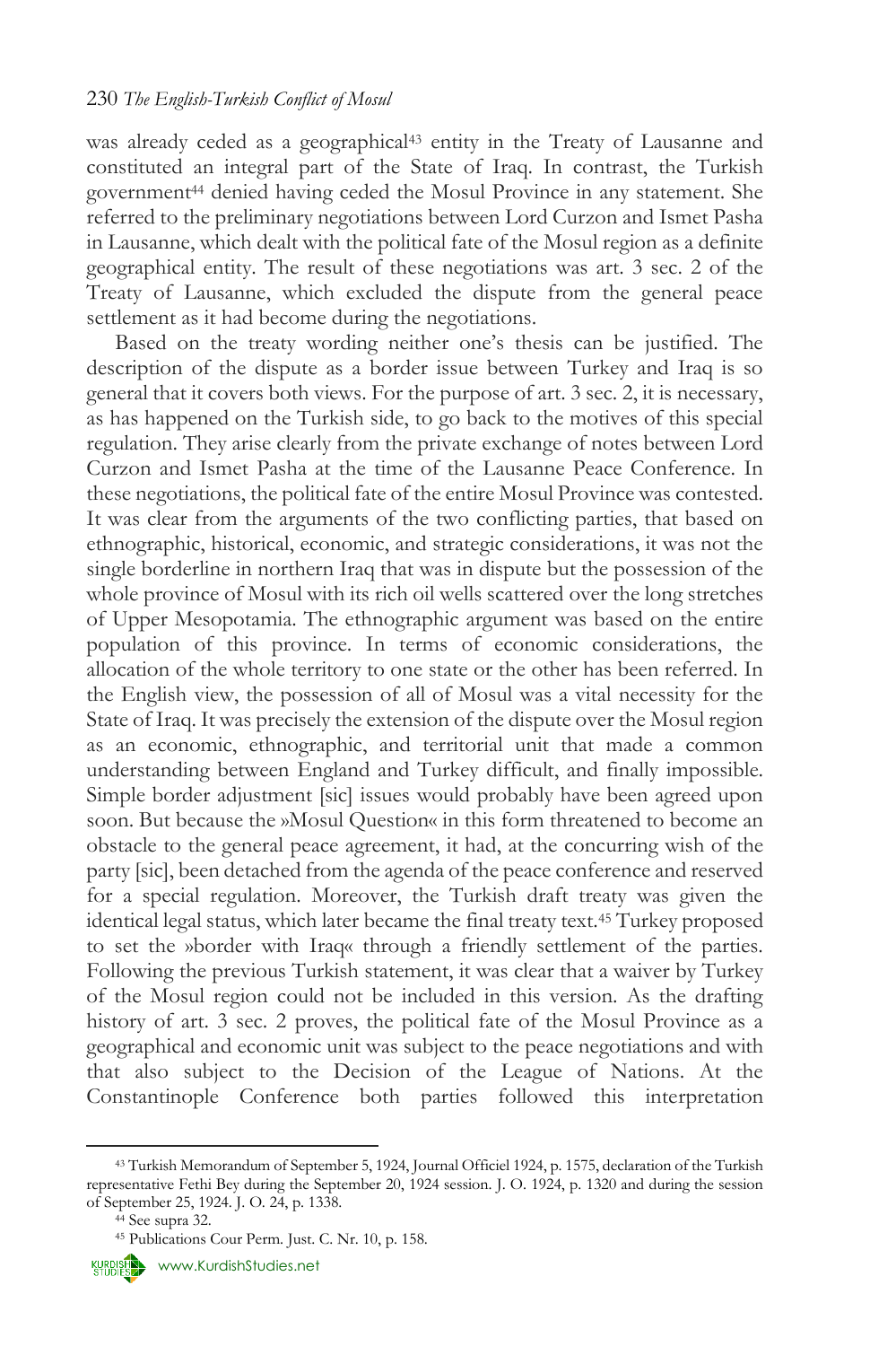was already ceded as a geographical[43] entity in the Treaty of Lausanne and constituted an integral part of the State of Iraq. In contrast, the Turkish government[44] denied having ceded the Mosul Province in any statement. She referred to the preliminary negotiations between Lord Curzon and Ismet Pasha in Lausanne, which dealt with the political fate of the Mosul region as a definite geographical entity. The result of these negotiations was art. 3 sec. 2 of the Treaty of Lausanne, which excluded the dispute from the general peace settlement as it had become during the negotiations.

Based on the treaty wording neither one's thesis can be justified. The description of the dispute as a border issue between Turkey and Iraq is so general that it covers both views. For the purpose of art. 3 sec. 2, it is necessary, as has happened on the Turkish side, to go back to the motives of this special regulation. They arise clearly from the private exchange of notes between Lord Curzon and Ismet Pasha at the time of the Lausanne Peace Conference. In these negotiations, the political fate of the entire Mosul Province was contested. It was clear from the arguments of the two conflicting parties, that based on ethnographic, historical, economic, and strategic considerations, it was not the single borderline in northern Iraq that was in dispute but the possession of the whole province of Mosul with its rich oil wells scattered over the long stretches of Upper Mesopotamia. The ethnographic argument was based on the entire population of this province. In terms of economic considerations, the allocation of the whole territory to one state or the other has been referred. In the English view, the possession of all of Mosul was a vital necessity for the State of Iraq. It was precisely the extension of the dispute over the Mosul region as an economic, ethnographic, and territorial unit that made a common understanding between England and Turkey difficult, and finally impossible. Simple border adjustment [sic] issues would probably have been agreed upon soon. But because the »Mosul Question« in this form threatened to become an obstacle to the general peace agreement, it had, at the concurring wish of the party [sic], been detached from the agenda of the peace conference and reserved for a special regulation. Moreover, the Turkish draft treaty was given the identical legal status, which later became the final treaty text.[45] Turkey proposed to set the »border with Iraq« through a friendly settlement of the parties. Following the previous Turkish statement, it was clear that a waiver by Turkey of the Mosul region could not be included in this version. As the drafting history of art. 3 sec. 2 proves, the political fate of the Mosul Province as a geographical and economic unit was subject to the peace negotiations and with that also subject to the Decision of the League of Nations. At the Constantinople Conference both parties followed this interpretation

[43] Turkish Memorandum of September 5, 1924, Journal Officiel 1924, p. 1575, declaration of the Turkish representative Fethi Bey during the September 20, 1924 session. J. O. 1924, p. 1320 and during the session of September 25, 1924. J. O. 24, p. 1338.

[44] See supra 32.

[45] Publications Cour Perm. Just. C. Nr. 10, p. 158.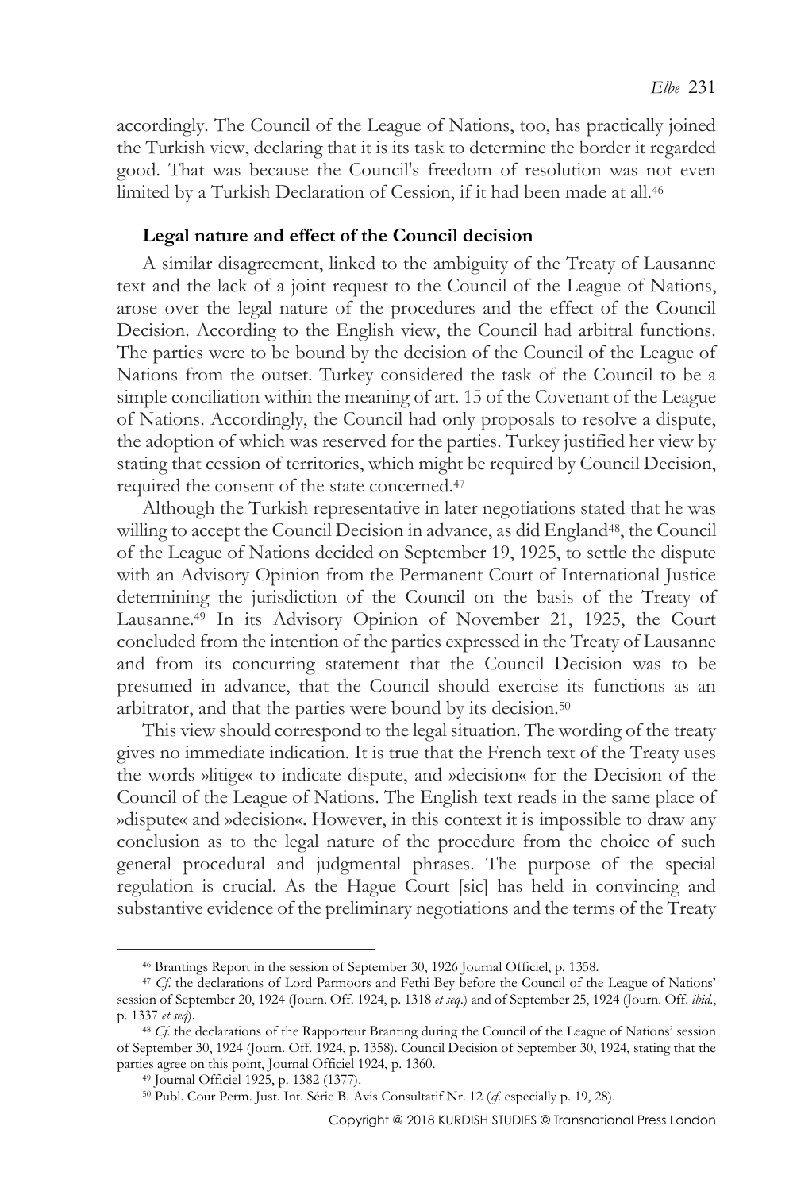accordingly. The Council of the League of Nations, too, has practically joined the Turkish view, declaring that it is its task to determine the border it regarded good. That was because the Council's freedom of resolution was not even limited by a Turkish Declaration of Cession, if it had been made at all.[46]

### Legal nature and effect of the Council decision

A similar disagreement, linked to the ambiguity of the Treaty of Lausanne text and the lack of a joint request to the Council of the League of Nations, arose over the legal nature of the procedures and the effect of the Council Decision. According to the English view, the Council had arbitral functions. The parties were to be bound by the decision of the Council of the League of Nations from the outset. Turkey considered the task of the Council to be a simple conciliation within the meaning of art. 15 of the Covenant of the League of Nations. Accordingly, the Council had only proposals to resolve a dispute, the adoption of which was reserved for the parties. Turkey justified her view by stating that cession of territories, which might be required by Council Decision, required the consent of the state concerned.[47]

Although the Turkish representative in later negotiations stated that he was willing to accept the Council Decision in advance, as did England[48], the Council of the League of Nations decided on September 19, 1925, to settle the dispute with an Advisory Opinion from the Permanent Court of International Justice determining the jurisdiction of the Council on the basis of the Treaty of Lausanne.[49] In its Advisory Opinion of November 21, 1925, the Court concluded from the intention of the parties expressed in the Treaty of Lausanne and from its concurring statement that the Council Decision was to be presumed in advance, that the Council should exercise its functions as an arbitrator, and that the parties were bound by its decision.[50]

This view should correspond to the legal situation. The wording of the treaty gives no immediate indication. It is true that the French text of the Treaty uses the words »litige« to indicate dispute, and »decision« for the Decision of the Council of the League of Nations. The English text reads in the same place of »dispute« and »decision«. However, in this context it is impossible to draw any conclusion as to the legal nature of the procedure from the choice of such general procedural and judgmental phrases. The purpose of the special regulation is crucial. As the Hague Court [sic] has held in convincing and substantive evidence of the preliminary negotiations and the terms of the Treaty

---

[46] Brantings Report in the session of September 30, 1926 Journal Officiel, p. 1358.

[47] *Cf.* the declarations of Lord Parmoors and Fethi Bey before the Council of the League of Nations' session of September 20, 1924 (Journ. Off. 1924, p. 1318 *et seq.*) and of September 25, 1924 (Journ. Off. *ibid.*, p. 1337 *et seq*).

[48] *Cf.* the declarations of the Rapporteur Branting during the Council of the League of Nations' session of September 30, 1924 (Journ. Off. 1924, p. 1358). Council Decision of September 30, 1924, stating that the parties agree on this point, Journal Officiel 1924, p. 1360.

[49] Journal Officiel 1925, p. 1382 (1377).

[50] Publ. Cour Perm. Just. Int. Série B. Avis Consultatif Nr. 12 (*cf.* especially p. 19, 28).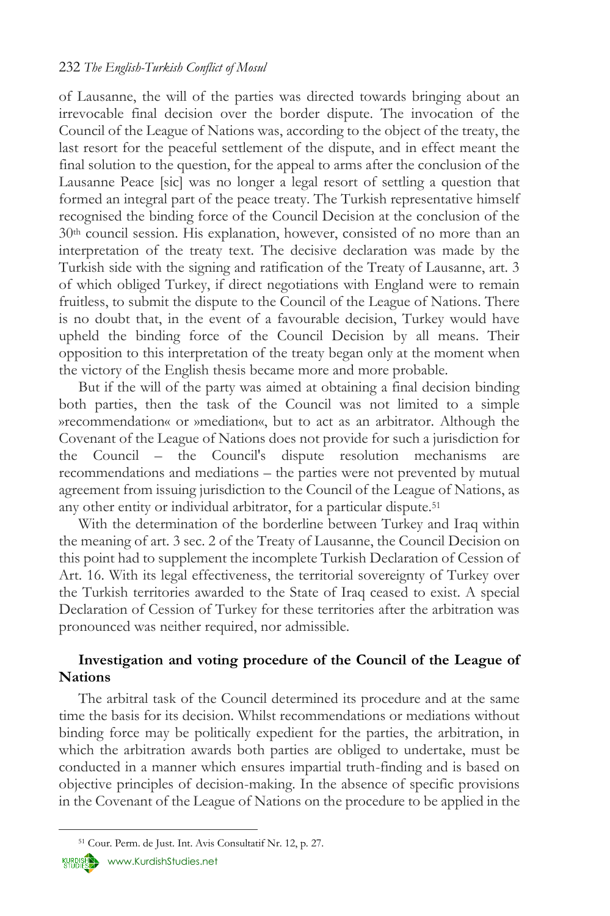of Lausanne, the will of the parties was directed towards bringing about an irrevocable final decision over the border dispute. The invocation of the Council of the League of Nations was, according to the object of the treaty, the last resort for the peaceful settlement of the dispute, and in effect meant the final solution to the question, for the appeal to arms after the conclusion of the Lausanne Peace [sic] was no longer a legal resort of settling a question that formed an integral part of the peace treaty. The Turkish representative himself recognised the binding force of the Council Decision at the conclusion of the 30th council session. His explanation, however, consisted of no more than an interpretation of the treaty text. The decisive declaration was made by the Turkish side with the signing and ratification of the Treaty of Lausanne, art. 3 of which obliged Turkey, if direct negotiations with England were to remain fruitless, to submit the dispute to the Council of the League of Nations. There is no doubt that, in the event of a favourable decision, Turkey would have upheld the binding force of the Council Decision by all means. Their opposition to this interpretation of the treaty began only at the moment when the victory of the English thesis became more and more probable.

But if the will of the party was aimed at obtaining a final decision binding both parties, then the task of the Council was not limited to a simple »recommendation« or »mediation«, but to act as an arbitrator. Although the Covenant of the League of Nations does not provide for such a jurisdiction for the Council – the Council's dispute resolution mechanisms are recommendations and mediations – the parties were not prevented by mutual agreement from issuing jurisdiction to the Council of the League of Nations, as any other entity or individual arbitrator, for a particular dispute.[51]

With the determination of the borderline between Turkey and Iraq within the meaning of art. 3 sec. 2 of the Treaty of Lausanne, the Council Decision on this point had to supplement the incomplete Turkish Declaration of Cession of Art. 16. With its legal effectiveness, the territorial sovereignty of Turkey over the Turkish territories awarded to the State of Iraq ceased to exist. A special Declaration of Cession of Turkey for these territories after the arbitration was pronounced was neither required, nor admissible.

## Investigation and voting procedure of the Council of the League of Nations

The arbitral task of the Council determined its procedure and at the same time the basis for its decision. Whilst recommendations or mediations without binding force may be politically expedient for the parties, the arbitration, in which the arbitration awards both parties are obliged to undertake, must be conducted in a manner which ensures impartial truth-finding and is based on objective principles of decision-making. In the absence of specific provisions in the Covenant of the League of Nations on the procedure to be applied in the

[51] Cour. Perm. de Just. Int. Avis Consultatif Nr. 12, p. 27.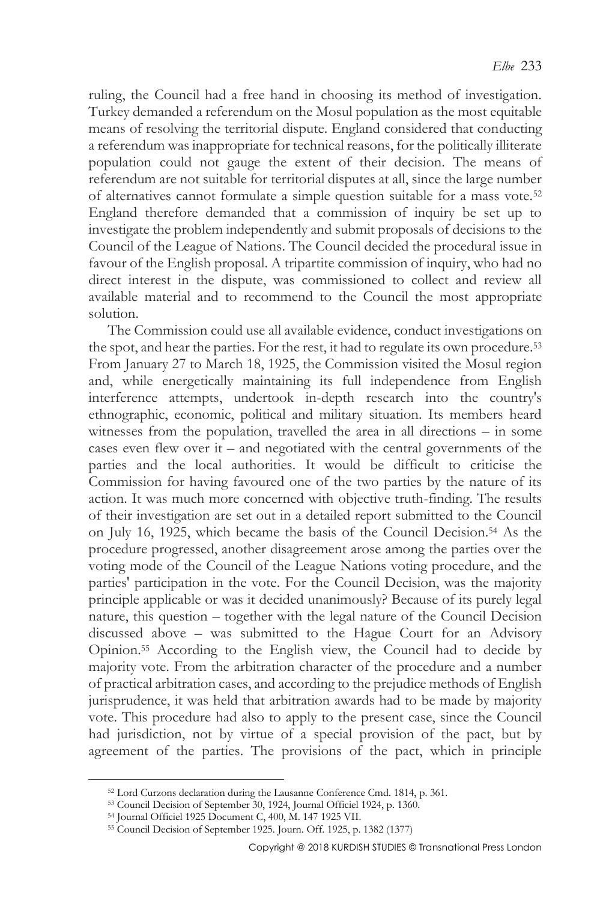ruling, the Council had a free hand in choosing its method of investigation. Turkey demanded a referendum on the Mosul population as the most equitable means of resolving the territorial dispute. England considered that conducting a referendum was inappropriate for technical reasons, for the politically illiterate population could not gauge the extent of their decision. The means of referendum are not suitable for territorial disputes at all, since the large number of alternatives cannot formulate a simple question suitable for a mass vote.[52] England therefore demanded that a commission of inquiry be set up to investigate the problem independently and submit proposals of decisions to the Council of the League of Nations. The Council decided the procedural issue in favour of the English proposal. A tripartite commission of inquiry, who had no direct interest in the dispute, was commissioned to collect and review all available material and to recommend to the Council the most appropriate solution.

The Commission could use all available evidence, conduct investigations on the spot, and hear the parties. For the rest, it had to regulate its own procedure.[53] From January 27 to March 18, 1925, the Commission visited the Mosul region and, while energetically maintaining its full independence from English interference attempts, undertook in-depth research into the country's ethnographic, economic, political and military situation. Its members heard witnesses from the population, travelled the area in all directions – in some cases even flew over it – and negotiated with the central governments of the parties and the local authorities. It would be difficult to criticise the Commission for having favoured one of the two parties by the nature of its action. It was much more concerned with objective truth-finding. The results of their investigation are set out in a detailed report submitted to the Council on July 16, 1925, which became the basis of the Council Decision.[54] As the procedure progressed, another disagreement arose among the parties over the voting mode of the Council of the League Nations voting procedure, and the parties' participation in the vote. For the Council Decision, was the majority principle applicable or was it decided unanimously? Because of its purely legal nature, this question – together with the legal nature of the Council Decision discussed above – was submitted to the Hague Court for an Advisory Opinion.[55] According to the English view, the Council had to decide by majority vote. From the arbitration character of the procedure and a number of practical arbitration cases, and according to the prejudice methods of English jurisprudence, it was held that arbitration awards had to be made by majority vote. This procedure had also to apply to the present case, since the Council had jurisdiction, not by virtue of a special provision of the pact, but by agreement of the parties. The provisions of the pact, which in principle

---

[52] Lord Curzons declaration during the Lausanne Conference Cmd. 1814, p. 361.

[53] Council Decision of September 30, 1924, Journal Officiel 1924, p. 1360.

[54] Journal Officiel 1925 Document C, 400, M. 147 1925 VII.

[55] Council Decision of September 1925. Journ. Off. 1925, p. 1382 (1377)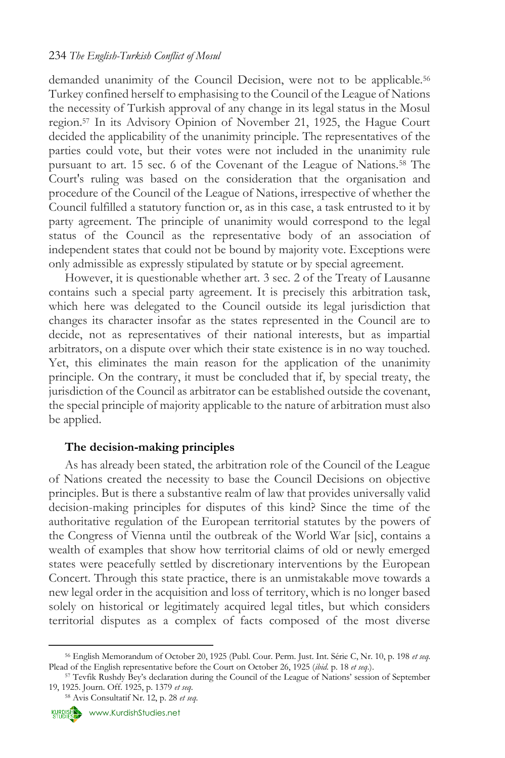demanded unanimity of the Council Decision, were not to be applicable.[56] Turkey confined herself to emphasising to the Council of the League of Nations the necessity of Turkish approval of any change in its legal status in the Mosul region.[57] In its Advisory Opinion of November 21, 1925, the Hague Court decided the applicability of the unanimity principle. The representatives of the parties could vote, but their votes were not included in the unanimity rule pursuant to art. 15 sec. 6 of the Covenant of the League of Nations.[58] The Court's ruling was based on the consideration that the organisation and procedure of the Council of the League of Nations, irrespective of whether the Council fulfilled a statutory function or, as in this case, a task entrusted to it by party agreement. The principle of unanimity would correspond to the legal status of the Council as the representative body of an association of independent states that could not be bound by majority vote. Exceptions were only admissible as expressly stipulated by statute or by special agreement.

However, it is questionable whether art. 3 sec. 2 of the Treaty of Lausanne contains such a special party agreement. It is precisely this arbitration task, which here was delegated to the Council outside its legal jurisdiction that changes its character insofar as the states represented in the Council are to decide, not as representatives of their national interests, but as impartial arbitrators, on a dispute over which their state existence is in no way touched. Yet, this eliminates the main reason for the application of the unanimity principle. On the contrary, it must be concluded that if, by special treaty, the jurisdiction of the Council as arbitrator can be established outside the covenant, the special principle of majority applicable to the nature of arbitration must also be applied.

### The decision-making principles

As has already been stated, the arbitration role of the Council of the League of Nations created the necessity to base the Council Decisions on objective principles. But is there a substantive realm of law that provides universally valid decision-making principles for disputes of this kind? Since the time of the authoritative regulation of the European territorial statutes by the powers of the Congress of Vienna until the outbreak of the World War [sic], contains a wealth of examples that show how territorial claims of old or newly emerged states were peacefully settled by discretionary interventions by the European Concert. Through this state practice, there is an unmistakable move towards a new legal order in the acquisition and loss of territory, which is no longer based solely on historical or legitimately acquired legal titles, but which considers territorial disputes as a complex of facts composed of the most diverse

---

[56] English Memorandum of October 20, 1925 (Publ. Cour. Perm. Just. Int. Série C, Nr. 10, p. 198 *et seq.* Plead of the English representative before the Court on October 26, 1925 (*ibid.* p. 18 *et seq.*).

[57] Tevfik Rushdy Bey's declaration during the Council of the League of Nations' session of September 19, 1925. Journ. Off. 1925, p. 1379 *et seq.*

[58] Avis Consultatif Nr. 12, p. 28 *et seq.*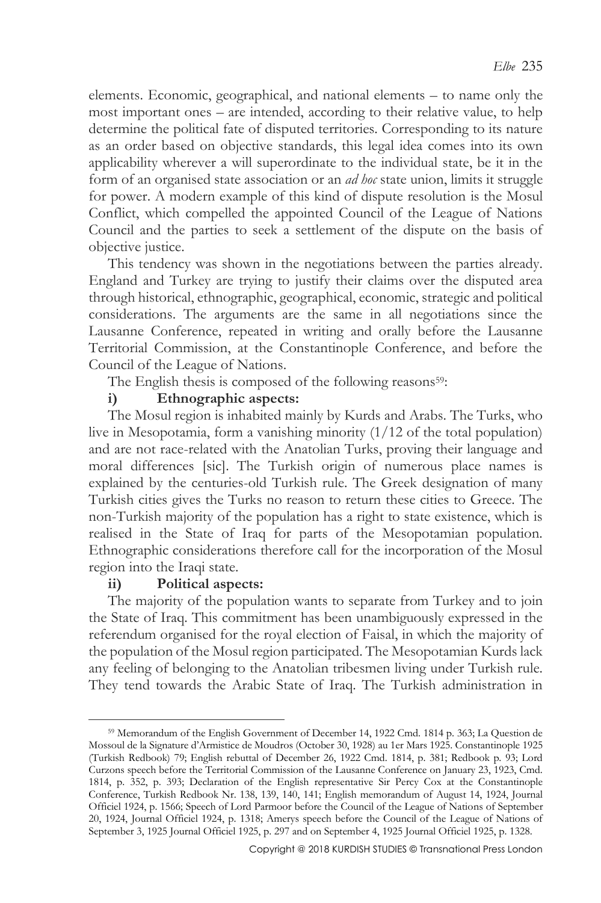elements. Economic, geographical, and national elements – to name only the most important ones – are intended, according to their relative value, to help determine the political fate of disputed territories. Corresponding to its nature as an order based on objective standards, this legal idea comes into its own applicability wherever a will superordinate to the individual state, be it in the form of an organised state association or an *ad hoc* state union, limits it struggle for power. A modern example of this kind of dispute resolution is the Mosul Conflict, which compelled the appointed Council of the League of Nations Council and the parties to seek a settlement of the dispute on the basis of objective justice.

This tendency was shown in the negotiations between the parties already. England and Turkey are trying to justify their claims over the disputed area through historical, ethnographic, geographical, economic, strategic and political considerations. The arguments are the same in all negotiations since the Lausanne Conference, repeated in writing and orally before the Lausanne Territorial Commission, at the Constantinople Conference, and before the Council of the League of Nations.

The English thesis is composed of the following reasons[59]:

**i) Ethnographic aspects:**

The Mosul region is inhabited mainly by Kurds and Arabs. The Turks, who live in Mesopotamia, form a vanishing minority (1/12 of the total population) and are not race-related with the Anatolian Turks, proving their language and moral differences [sic]. The Turkish origin of numerous place names is explained by the centuries-old Turkish rule. The Greek designation of many Turkish cities gives the Turks no reason to return these cities to Greece. The non-Turkish majority of the population has a right to state existence, which is realised in the State of Iraq for parts of the Mesopotamian population. Ethnographic considerations therefore call for the incorporation of the Mosul region into the Iraqi state.

**ii) Political aspects:**

The majority of the population wants to separate from Turkey and to join the State of Iraq. This commitment has been unambiguously expressed in the referendum organised for the royal election of Faisal, in which the majority of the population of the Mosul region participated. The Mesopotamian Kurds lack any feeling of belonging to the Anatolian tribesmen living under Turkish rule. They tend towards the Arabic State of Iraq. The Turkish administration in

---

[59] Memorandum of the English Government of December 14, 1922 Cmd. 1814 p. 363; La Question de Mossoul de la Signature d'Armistice de Moudros (October 30, 1928) au 1er Mars 1925. Constantinople 1925 (Turkish Redbook) 79; English rebuttal of December 26, 1922 Cmd. 1814, p. 381; Redbook p. 93; Lord Curzons speech before the Territorial Commission of the Lausanne Conference on January 23, 1923, Cmd. 1814, p. 352, p. 393; Declaration of the English representative Sir Percy Cox at the Constantinople Conference, Turkish Redbook Nr. 138, 139, 140, 141; English memorandum of August 14, 1924, Journal Officiel 1924, p. 1566; Speech of Lord Parmoor before the Council of the League of Nations of September 20, 1924, Journal Officiel 1924, p. 1318; Amerys speech before the Council of the League of Nations of September 3, 1925 Journal Officiel 1925, p. 297 and on September 4, 1925 Journal Officiel 1925, p. 1328.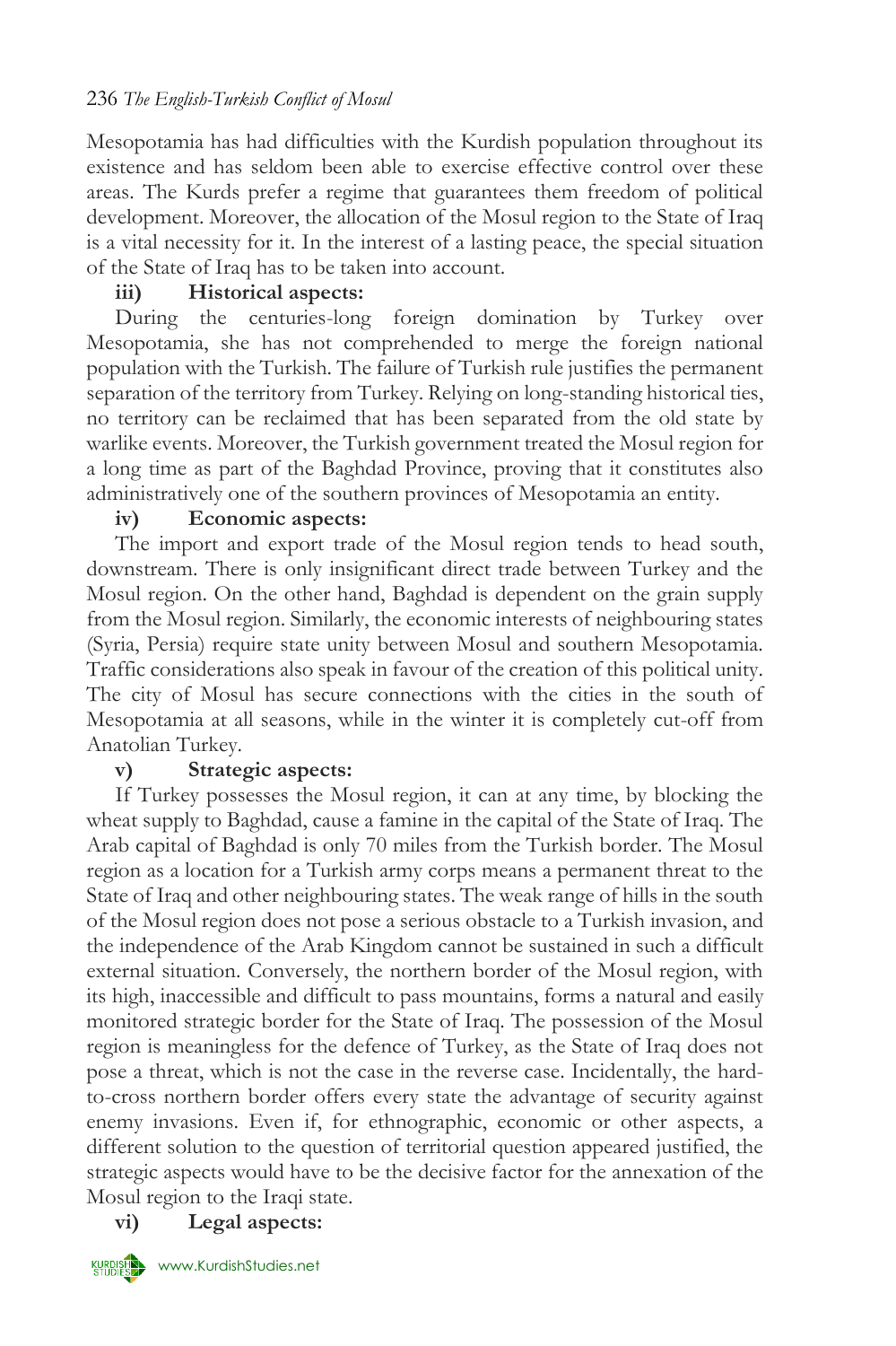Mesopotamia has had difficulties with the Kurdish population throughout its existence and has seldom been able to exercise effective control over these areas. The Kurds prefer a regime that guarantees them freedom of political development. Moreover, the allocation of the Mosul region to the State of Iraq is a vital necessity for it. In the interest of a lasting peace, the special situation of the State of Iraq has to be taken into account.

**iii) Historical aspects:**

During the centuries-long foreign domination by Turkey over Mesopotamia, she has not comprehended to merge the foreign national population with the Turkish. The failure of Turkish rule justifies the permanent separation of the territory from Turkey. Relying on long-standing historical ties, no territory can be reclaimed that has been separated from the old state by warlike events. Moreover, the Turkish government treated the Mosul region for a long time as part of the Baghdad Province, proving that it constitutes also administratively one of the southern provinces of Mesopotamia an entity.

**iv) Economic aspects:**

The import and export trade of the Mosul region tends to head south, downstream. There is only insignificant direct trade between Turkey and the Mosul region. On the other hand, Baghdad is dependent on the grain supply from the Mosul region. Similarly, the economic interests of neighbouring states (Syria, Persia) require state unity between Mosul and southern Mesopotamia. Traffic considerations also speak in favour of the creation of this political unity. The city of Mosul has secure connections with the cities in the south of Mesopotamia at all seasons, while in the winter it is completely cut-off from Anatolian Turkey.

**v) Strategic aspects:**

If Turkey possesses the Mosul region, it can at any time, by blocking the wheat supply to Baghdad, cause a famine in the capital of the State of Iraq. The Arab capital of Baghdad is only 70 miles from the Turkish border. The Mosul region as a location for a Turkish army corps means a permanent threat to the State of Iraq and other neighbouring states. The weak range of hills in the south of the Mosul region does not pose a serious obstacle to a Turkish invasion, and the independence of the Arab Kingdom cannot be sustained in such a difficult external situation. Conversely, the northern border of the Mosul region, with its high, inaccessible and difficult to pass mountains, forms a natural and easily monitored strategic border for the State of Iraq. The possession of the Mosul region is meaningless for the defence of Turkey, as the State of Iraq does not pose a threat, which is not the case in the reverse case. Incidentally, the hard-to-cross northern border offers every state the advantage of security against enemy invasions. Even if, for ethnographic, economic or other aspects, a different solution to the question of territorial question appeared justified, the strategic aspects would have to be the decisive factor for the annexation of the Mosul region to the Iraqi state.

**vi) Legal aspects:**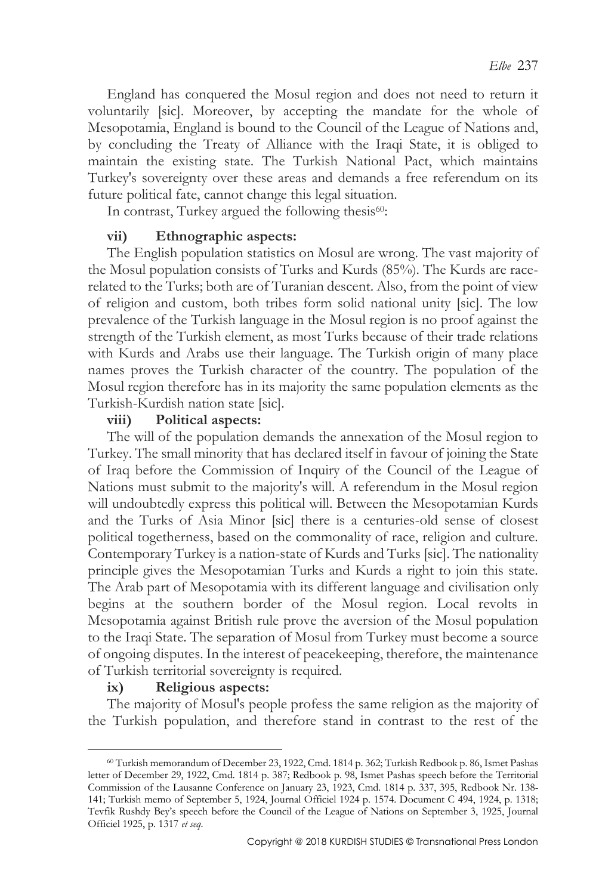England has conquered the Mosul region and does not need to return it voluntarily [sic]. Moreover, by accepting the mandate for the whole of Mesopotamia, England is bound to the Council of the League of Nations and, by concluding the Treaty of Alliance with the Iraqi State, it is obliged to maintain the existing state. The Turkish National Pact, which maintains Turkey's sovereignty over these areas and demands a free referendum on its future political fate, cannot change this legal situation.

In contrast, Turkey argued the following thesis[60]:

**vii) Ethnographic aspects:**

The English population statistics on Mosul are wrong. The vast majority of the Mosul population consists of Turks and Kurds (85%). The Kurds are race-related to the Turks; both are of Turanian descent. Also, from the point of view of religion and custom, both tribes form solid national unity [sic]. The low prevalence of the Turkish language in the Mosul region is no proof against the strength of the Turkish element, as most Turks because of their trade relations with Kurds and Arabs use their language. The Turkish origin of many place names proves the Turkish character of the country. The population of the Mosul region therefore has in its majority the same population elements as the Turkish-Kurdish nation state [sic].

**viii) Political aspects:**

The will of the population demands the annexation of the Mosul region to Turkey. The small minority that has declared itself in favour of joining the State of Iraq before the Commission of Inquiry of the Council of the League of Nations must submit to the majority's will. A referendum in the Mosul region will undoubtedly express this political will. Between the Mesopotamian Kurds and the Turks of Asia Minor [sic] there is a centuries-old sense of closest political togetherness, based on the commonality of race, religion and culture. Contemporary Turkey is a nation-state of Kurds and Turks [sic]. The nationality principle gives the Mesopotamian Turks and Kurds a right to join this state. The Arab part of Mesopotamia with its different language and civilisation only begins at the southern border of the Mosul region. Local revolts in Mesopotamia against British rule prove the aversion of the Mosul population to the Iraqi State. The separation of Mosul from Turkey must become a source of ongoing disputes. In the interest of peacekeeping, therefore, the maintenance of Turkish territorial sovereignty is required.

**ix) Religious aspects:**

The majority of Mosul's people profess the same religion as the majority of the Turkish population, and therefore stand in contrast to the rest of the

---

[60] Turkish memorandum of December 23, 1922, Cmd. 1814 p. 362; Turkish Redbook p. 86, Ismet Pashas letter of December 29, 1922, Cmd. 1814 p. 387; Redbook p. 98, Ismet Pashas speech before the Territorial Commission of the Lausanne Conference on January 23, 1923, Cmd. 1814 p. 337, 395, Redbook Nr. 138-141; Turkish memo of September 5, 1924, Journal Officiel 1924 p. 1574. Document C 494, 1924, p. 1318; Tevfik Rushdy Bey's speech before the Council of the League of Nations on September 3, 1925, Journal Officiel 1925, p. 1317 *et seq*.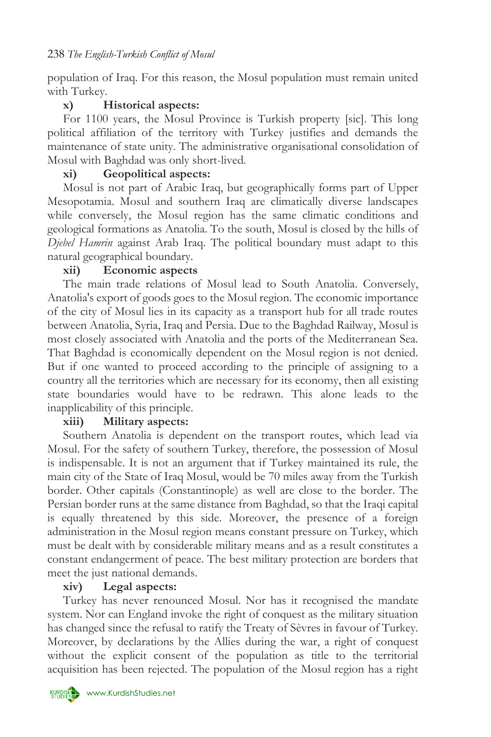population of Iraq. For this reason, the Mosul population must remain united with Turkey.

**x) Historical aspects:**

For 1100 years, the Mosul Province is Turkish property [sic]. This long political affiliation of the territory with Turkey justifies and demands the maintenance of state unity. The administrative organisational consolidation of Mosul with Baghdad was only short-lived.

**xi) Geopolitical aspects:**

Mosul is not part of Arabic Iraq, but geographically forms part of Upper Mesopotamia. Mosul and southern Iraq are climatically diverse landscapes while conversely, the Mosul region has the same climatic conditions and geological formations as Anatolia. To the south, Mosul is closed by the hills of *Djebel Hamrin* against Arab Iraq. The political boundary must adapt to this natural geographical boundary.

**xii) Economic aspects**

The main trade relations of Mosul lead to South Anatolia. Conversely, Anatolia's export of goods goes to the Mosul region. The economic importance of the city of Mosul lies in its capacity as a transport hub for all trade routes between Anatolia, Syria, Iraq and Persia. Due to the Baghdad Railway, Mosul is most closely associated with Anatolia and the ports of the Mediterranean Sea. That Baghdad is economically dependent on the Mosul region is not denied. But if one wanted to proceed according to the principle of assigning to a country all the territories which are necessary for its economy, then all existing state boundaries would have to be redrawn. This alone leads to the inapplicability of this principle.

**xiii) Military aspects:**

Southern Anatolia is dependent on the transport routes, which lead via Mosul. For the safety of southern Turkey, therefore, the possession of Mosul is indispensable. It is not an argument that if Turkey maintained its rule, the main city of the State of Iraq Mosul, would be 70 miles away from the Turkish border. Other capitals (Constantinople) as well are close to the border. The Persian border runs at the same distance from Baghdad, so that the Iraqi capital is equally threatened by this side. Moreover, the presence of a foreign administration in the Mosul region means constant pressure on Turkey, which must be dealt with by considerable military means and as a result constitutes a constant endangerment of peace. The best military protection are borders that meet the just national demands.

**xiv) Legal aspects:**

Turkey has never renounced Mosul. Nor has it recognised the mandate system. Nor can England invoke the right of conquest as the military situation has changed since the refusal to ratify the Treaty of Sèvres in favour of Turkey. Moreover, by declarations by the Allies during the war, a right of conquest without the explicit consent of the population as title to the territorial acquisition has been rejected. The population of the Mosul region has a right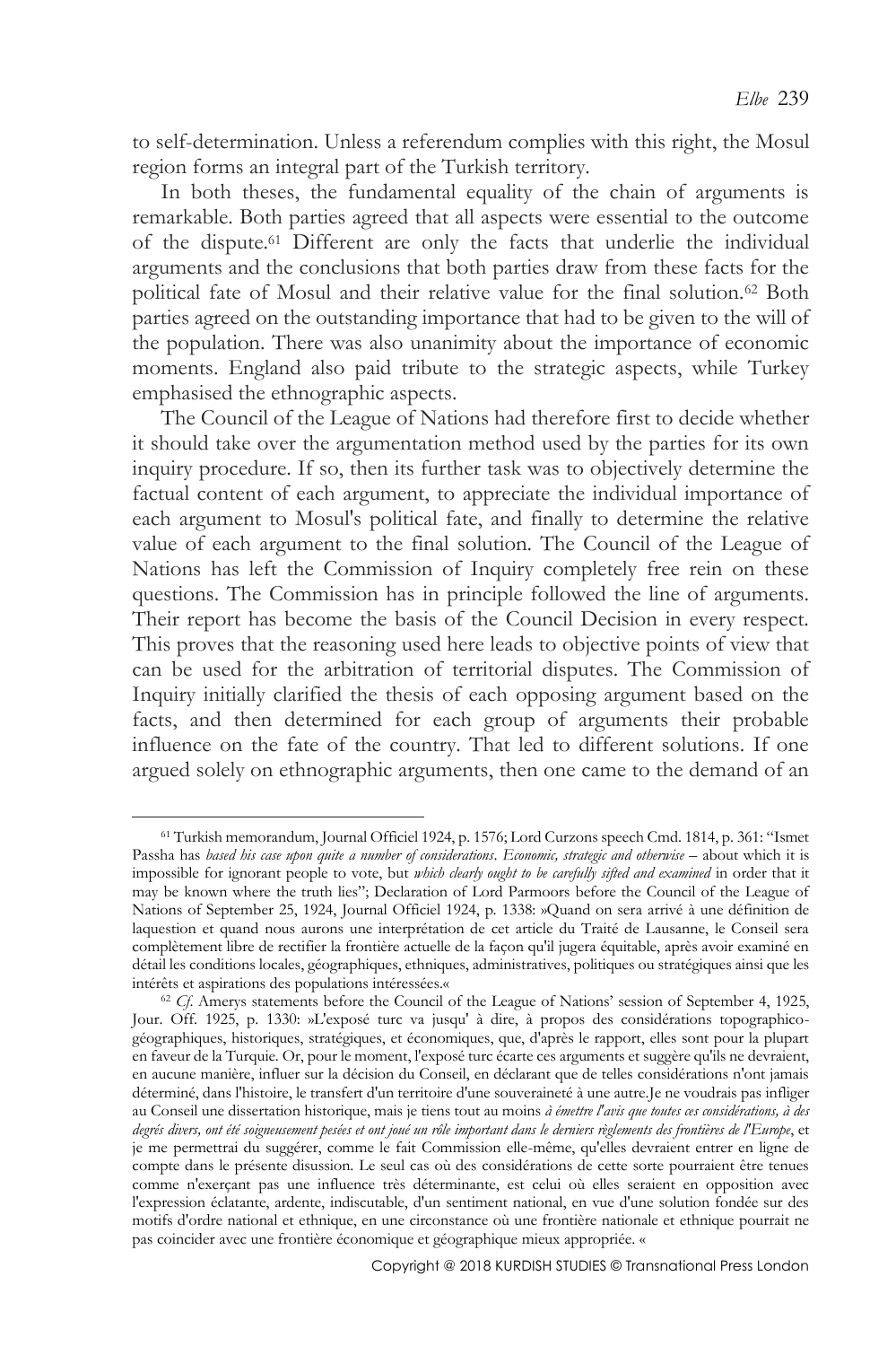to self-determination. Unless a referendum complies with this right, the Mosul region forms an integral part of the Turkish territory.

In both theses, the fundamental equality of the chain of arguments is remarkable. Both parties agreed that all aspects were essential to the outcome of the dispute.[61] Different are only the facts that underlie the individual arguments and the conclusions that both parties draw from these facts for the political fate of Mosul and their relative value for the final solution.[62] Both parties agreed on the outstanding importance that had to be given to the will of the population. There was also unanimity about the importance of economic moments. England also paid tribute to the strategic aspects, while Turkey emphasised the ethnographic aspects.

The Council of the League of Nations had therefore first to decide whether it should take over the argumentation method used by the parties for its own inquiry procedure. If so, then its further task was to objectively determine the factual content of each argument, to appreciate the individual importance of each argument to Mosul's political fate, and finally to determine the relative value of each argument to the final solution. The Council of the League of Nations has left the Commission of Inquiry completely free rein on these questions. The Commission has in principle followed the line of arguments. Their report has become the basis of the Council Decision in every respect. This proves that the reasoning used here leads to objective points of view that can be used for the arbitration of territorial disputes. The Commission of Inquiry initially clarified the thesis of each opposing argument based on the facts, and then determined for each group of arguments their probable influence on the fate of the country. That led to different solutions. If one argued solely on ethnographic arguments, then one came to the demand of an

---

[61] Turkish memorandum, Journal Officiel 1924, p. 1576; Lord Curzons speech Cmd. 1814, p. 361: "Ismet Passha has *based his case upon quite a number of considerations*. *Economic, strategic and otherwise* – about which it is impossible for ignorant people to vote, but *which clearly ought to be carefully sifted and examined* in order that it may be known where the truth lies"; Declaration of Lord Parmoors before the Council of the League of Nations of September 25, 1924, Journal Officiel 1924, p. 1338: »Quand on sera arrivé à une définition de laquestion et quand nous aurons une interprétation de cet article du Traité de Lausanne, le Conseil sera complètement libre de rectifier la frontière actuelle de la façon qu'il jugera équitable, après avoir examiné en détail les conditions locales, géographiques, ethniques, administratives, politiques ou stratégiques ainsi que les intérêts et aspirations des populations intéressées.«

[62] *Cf.* Amerys statements before the Council of the League of Nations' session of September 4, 1925, Jour. Off. 1925, p. 1330: »L'exposé turc va jusqu' à dire, à propos des considérations topographico-géographiques, historiques, stratégiques, et économiques, que, d'après le rapport, elles sont pour la plupart en faveur de la Turquie. Or, pour le moment, l'exposé turc écarte ces arguments et suggère qu'ils ne devraient, en aucune manière, influer sur la décision du Conseil, en déclarant que de telles considérations n'ont jamais déterminé, dans l'histoire, le transfert d'un territoire d'une souveraineté à une autre.Je ne voudrais pas infliger au Conseil une dissertation historique, mais je tiens tout au moins *à émettre l'avis que toutes ces considérations, à des degrés divers, ont été soigneusement pesées et ont joué un rôle important dans le derniers règlements des frontières de l'Europe*, et je me permettrai du suggérer, comme le fait Commission elle-même, qu'elles devraient entrer en ligne de compte dans le présente disussion. Le seul cas où des considérations de cette sorte pourraient être tenues comme n'exerçant pas une influence très déterminante, est celui où elles seraient en opposition avec l'expression éclatante, ardente, indiscutable, d'un sentiment national, en vue d'une solution fondée sur des motifs d'ordre national et ethnique, en une circonstance où une frontière nationale et ethnique pourrait ne pas coincider avec une frontière économique et géographique mieux appropriée. «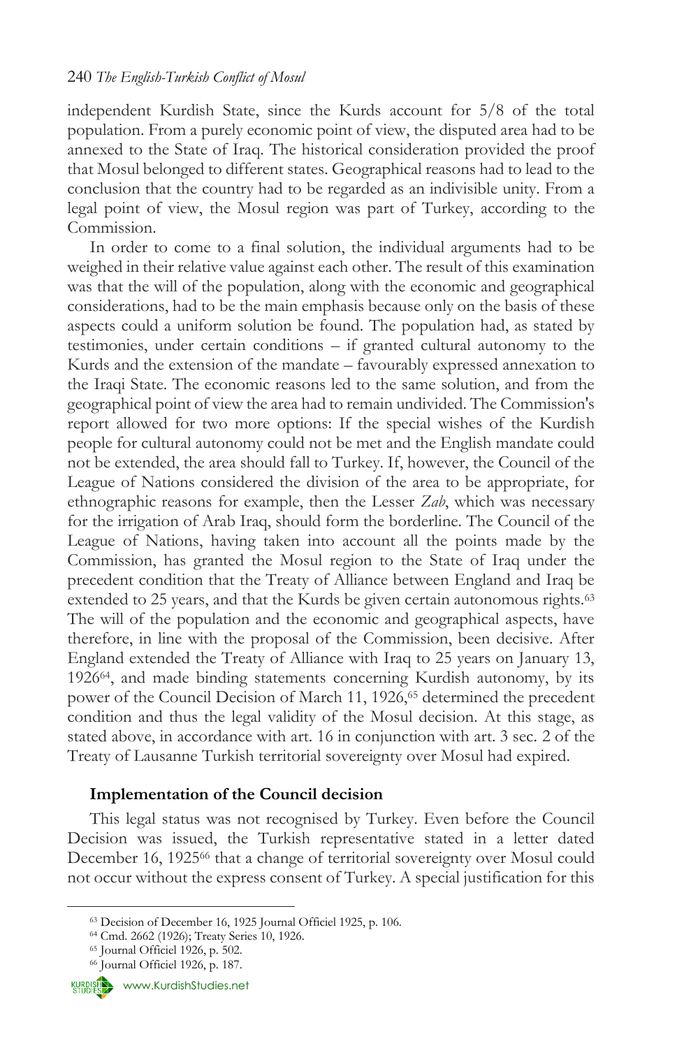independent Kurdish State, since the Kurds account for 5/8 of the total population. From a purely economic point of view, the disputed area had to be annexed to the State of Iraq. The historical consideration provided the proof that Mosul belonged to different states. Geographical reasons had to lead to the conclusion that the country had to be regarded as an indivisible unity. From a legal point of view, the Mosul region was part of Turkey, according to the Commission.

In order to come to a final solution, the individual arguments had to be weighed in their relative value against each other. The result of this examination was that the will of the population, along with the economic and geographical considerations, had to be the main emphasis because only on the basis of these aspects could a uniform solution be found. The population had, as stated by testimonies, under certain conditions – if granted cultural autonomy to the Kurds and the extension of the mandate – favourably expressed annexation to the Iraqi State. The economic reasons led to the same solution, and from the geographical point of view the area had to remain undivided. The Commission's report allowed for two more options: If the special wishes of the Kurdish people for cultural autonomy could not be met and the English mandate could not be extended, the area should fall to Turkey. If, however, the Council of the League of Nations considered the division of the area to be appropriate, for ethnographic reasons for example, then the Lesser *Zab*, which was necessary for the irrigation of Arab Iraq, should form the borderline. The Council of the League of Nations, having taken into account all the points made by the Commission, has granted the Mosul region to the State of Iraq under the precedent condition that the Treaty of Alliance between England and Iraq be extended to 25 years, and that the Kurds be given certain autonomous rights.[63] The will of the population and the economic and geographical aspects, have therefore, in line with the proposal of the Commission, been decisive. After England extended the Treaty of Alliance with Iraq to 25 years on January 13, 1926[64], and made binding statements concerning Kurdish autonomy, by its power of the Council Decision of March 11, 1926,[65] determined the precedent condition and thus the legal validity of the Mosul decision. At this stage, as stated above, in accordance with art. 16 in conjunction with art. 3 sec. 2 of the Treaty of Lausanne Turkish territorial sovereignty over Mosul had expired.

### Implementation of the Council decision

This legal status was not recognised by Turkey. Even before the Council Decision was issued, the Turkish representative stated in a letter dated December 16, 1925[66] that a change of territorial sovereignty over Mosul could not occur without the express consent of Turkey. A special justification for this

---

[63] Decision of December 16, 1925 Journal Officiel 1925, p. 106.

[64] Cmd. 2662 (1926); Treaty Series 10, 1926.

[65] Journal Officiel 1926, p. 502.

[66] Journal Officiel 1926, p. 187.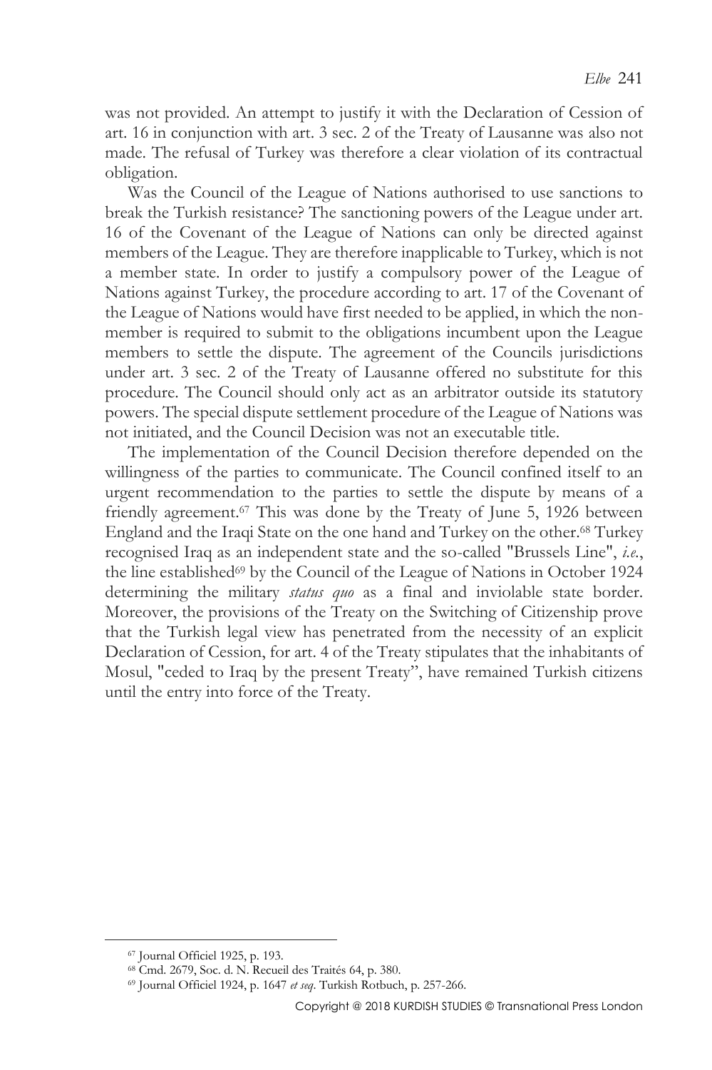was not provided. An attempt to justify it with the Declaration of Cession of art. 16 in conjunction with art. 3 sec. 2 of the Treaty of Lausanne was also not made. The refusal of Turkey was therefore a clear violation of its contractual obligation.

Was the Council of the League of Nations authorised to use sanctions to break the Turkish resistance? The sanctioning powers of the League under art. 16 of the Covenant of the League of Nations can only be directed against members of the League. They are therefore inapplicable to Turkey, which is not a member state. In order to justify a compulsory power of the League of Nations against Turkey, the procedure according to art. 17 of the Covenant of the League of Nations would have first needed to be applied, in which the non-member is required to submit to the obligations incumbent upon the League members to settle the dispute. The agreement of the Councils jurisdictions under art. 3 sec. 2 of the Treaty of Lausanne offered no substitute for this procedure. The Council should only act as an arbitrator outside its statutory powers. The special dispute settlement procedure of the League of Nations was not initiated, and the Council Decision was not an executable title.

The implementation of the Council Decision therefore depended on the willingness of the parties to communicate. The Council confined itself to an urgent recommendation to the parties to settle the dispute by means of a friendly agreement.[67] This was done by the Treaty of June 5, 1926 between England and the Iraqi State on the one hand and Turkey on the other.[68] Turkey recognised Iraq as an independent state and the so-called "Brussels Line", *i.e.*, the line established[69] by the Council of the League of Nations in October 1924 determining the military *status quo* as a final and inviolable state border. Moreover, the provisions of the Treaty on the Switching of Citizenship prove that the Turkish legal view has penetrated from the necessity of an explicit Declaration of Cession, for art. 4 of the Treaty stipulates that the inhabitants of Mosul, "ceded to Iraq by the present Treaty", have remained Turkish citizens until the entry into force of the Treaty.

---

[67] Journal Officiel 1925, p. 193.

[68] Cmd. 2679, Soc. d. N. Recueil des Traités 64, p. 380.

[69] Journal Officiel 1924, p. 1647 *et seq*. Turkish Rotbuch, p. 257-266.